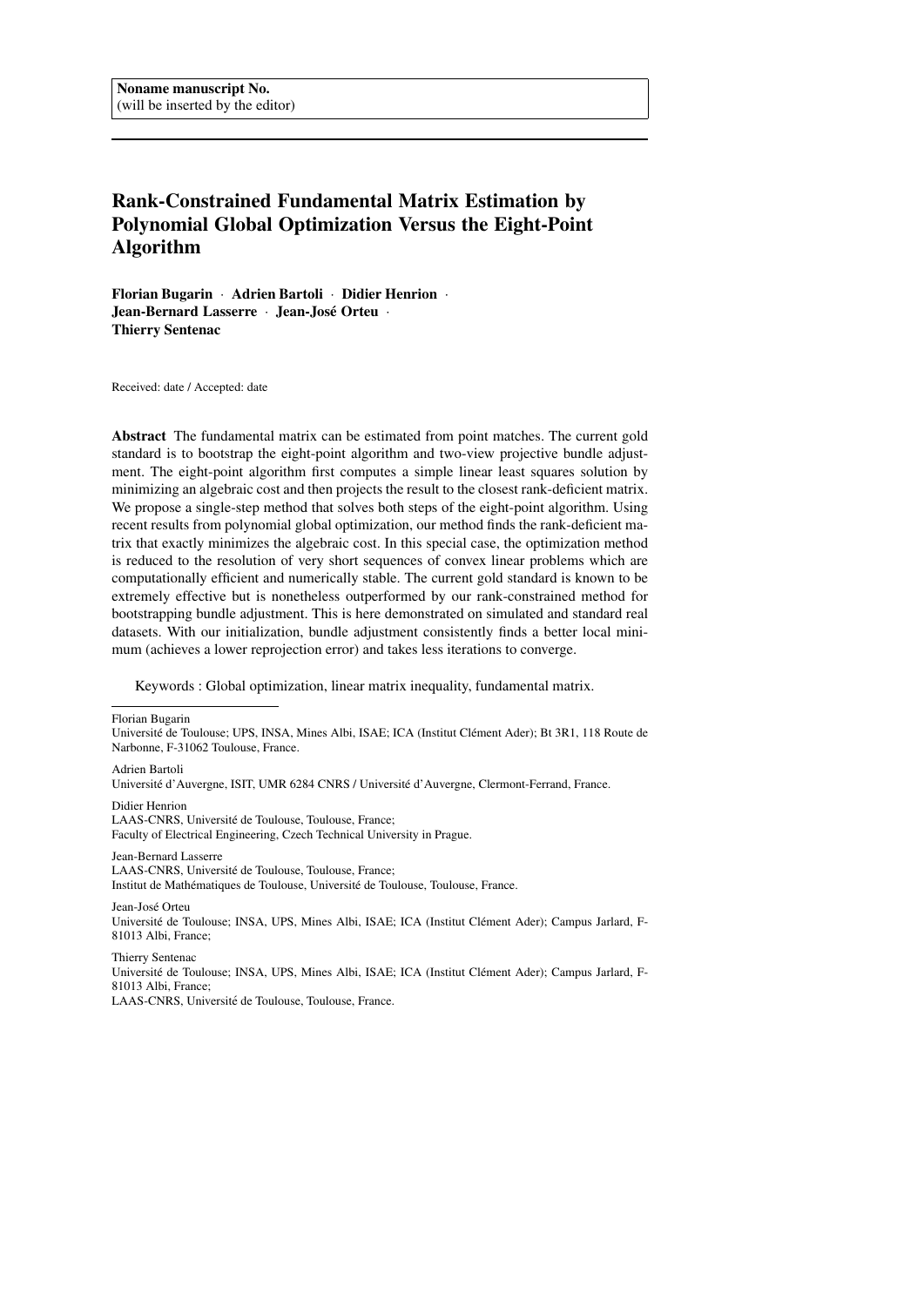Noname manuscript No.
(will be inserted by the editor)

# Rank-Constrained Fundamental Matrix Estimation by Polynomial Global Optimization Versus the Eight-Point Algorithm

**Florian Bugarin** · **Adrien Bartoli** · **Didier Henrion** · **Jean-Bernard Lasserre** · **Jean-José Orteu** · **Thierry Sentenac**

Received: date / Accepted: date

**Abstract** The fundamental matrix can be estimated from point matches. The current gold standard is to bootstrap the eight-point algorithm and two-view projective bundle adjustment. The eight-point algorithm first computes a simple linear least squares solution by minimizing an algebraic cost and then projects the result to the closest rank-deficient matrix. We propose a single-step method that solves both steps of the eight-point algorithm. Using recent results from polynomial global optimization, our method finds the rank-deficient matrix that exactly minimizes the algebraic cost. In this special case, the optimization method is reduced to the resolution of very short sequences of convex linear problems which are computationally efficient and numerically stable. The current gold standard is known to be extremely effective but is nonetheless outperformed by our rank-constrained method for bootstrapping bundle adjustment. This is here demonstrated on simulated and standard real datasets. With our initialization, bundle adjustment consistently finds a better local minimum (achieves a lower reprojection error) and takes less iterations to converge.

Keywords : Global optimization, linear matrix inequality, fundamental matrix.

---

Florian Bugarin
Université de Toulouse; UPS, INSA, Mines Albi, ISAE; ICA (Institut Clément Ader); Bt 3R1, 118 Route de Narbonne, F-31062 Toulouse, France.

Adrien Bartoli
Université d'Auvergne, ISIT, UMR 6284 CNRS / Université d'Auvergne, Clermont-Ferrand, France.

Didier Henrion
LAAS-CNRS, Université de Toulouse, Toulouse, France;
Faculty of Electrical Engineering, Czech Technical University in Prague.

Jean-Bernard Lasserre
LAAS-CNRS, Université de Toulouse, Toulouse, France;
Institut de Mathématiques de Toulouse, Université de Toulouse, Toulouse, France.

Jean-José Orteu
Université de Toulouse; INSA, UPS, Mines Albi, ISAE; ICA (Institut Clément Ader); Campus Jarlard, F-81013 Albi, France;

Thierry Sentenac
Université de Toulouse; INSA, UPS, Mines Albi, ISAE; ICA (Institut Clément Ader); Campus Jarlard, F-81013 Albi, France;
LAAS-CNRS, Université de Toulouse, Toulouse, France.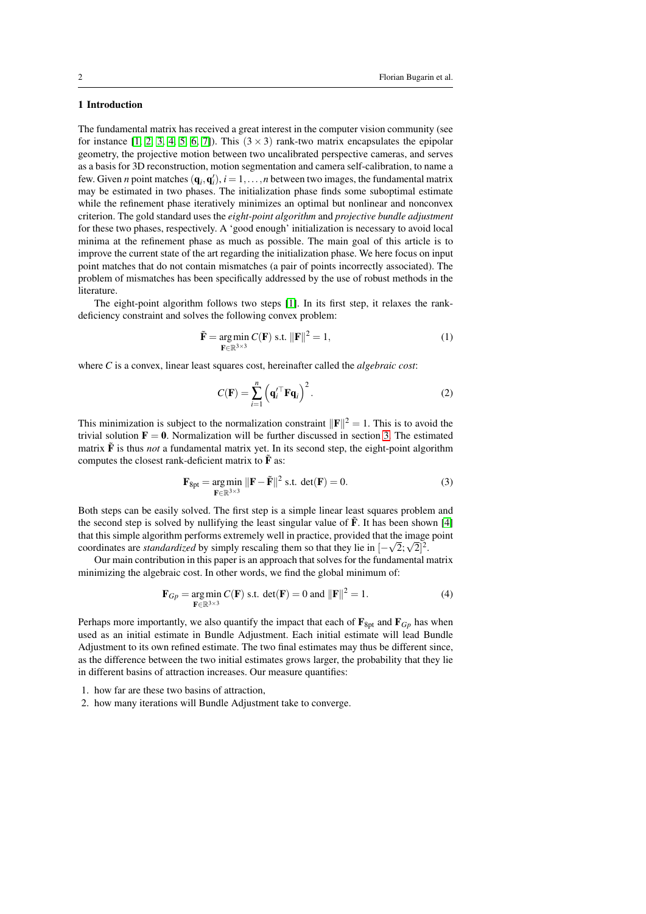## 1 Introduction

The fundamental matrix has received a great interest in the computer vision community (see for instance [1, 2, 3, 4, 5, 6, 7]). This $(3 \times 3)$ rank-two matrix encapsulates the epipolar geometry, the projective motion between two uncalibrated perspective cameras, and serves as a basis for 3D reconstruction, motion segmentation and camera self-calibration, to name a few. Given $n$ point matches $(\mathbf{q}_i, \mathbf{q}'_i)$, $i = 1, \ldots, n$ between two images, the fundamental matrix may be estimated in two phases. The initialization phase finds some suboptimal estimate while the refinement phase iteratively minimizes an optimal but nonlinear and nonconvex criterion. The gold standard uses the *eight-point algorithm* and *projective bundle adjustment* for these two phases, respectively. A 'good enough' initialization is necessary to avoid local minima at the refinement phase as much as possible. The main goal of this article is to improve the current state of the art regarding the initialization phase. We here focus on input point matches that do not contain mismatches (a pair of points incorrectly associated). The problem of mismatches has been specifically addressed by the use of robust methods in the literature.

The eight-point algorithm follows two steps [1]. In its first step, it relaxes the rank-deficiency constraint and solves the following convex problem:

$$\tilde{\mathbf{F}} = \underset{\mathbf{F} \in \mathbb{R}^{3\times 3}}{\arg\min}\, C(\mathbf{F}) \text{ s.t. } \|\mathbf{F}\|^2 = 1, \tag{1}$$

where $C$ is a convex, linear least squares cost, hereinafter called the *algebraic cost*:

$$C(\mathbf{F}) = \sum_{i=1}^{n} \left( \mathbf{q}_i'^{\top} \mathbf{F} \mathbf{q}_i \right)^2. \tag{2}$$

This minimization is subject to the normalization constraint $\|\mathbf{F}\|^2 = 1$. This is to avoid the trivial solution $\mathbf{F} = \mathbf{0}$. Normalization will be further discussed in section 3. The estimated matrix $\tilde{\mathbf{F}}$ is thus *not* a fundamental matrix yet. In its second step, the eight-point algorithm computes the closest rank-deficient matrix to $\tilde{\mathbf{F}}$ as:

$$\mathbf{F}_{8\text{pt}} = \underset{\mathbf{F} \in \mathbb{R}^{3\times 3}}{\arg\min}\, \|\mathbf{F} - \tilde{\mathbf{F}}\|^2 \text{ s.t. } \det(\mathbf{F}) = 0. \tag{3}$$

Both steps can be easily solved. The first step is a simple linear least squares problem and the second step is solved by nullifying the least singular value of $\tilde{\mathbf{F}}$. It has been shown [4] that this simple algorithm performs extremely well in practice, provided that the image point coordinates are *standardized* by simply rescaling them so that they lie in $[-\sqrt{2}; \sqrt{2}]^2$.

Our main contribution in this paper is an approach that solves for the fundamental matrix minimizing the algebraic cost. In other words, we find the global minimum of:

$$\mathbf{F}_{Gp} = \underset{\mathbf{F} \in \mathbb{R}^{3\times 3}}{\arg\min}\, C(\mathbf{F}) \text{ s.t. } \det(\mathbf{F}) = 0 \text{ and } \|\mathbf{F}\|^2 = 1. \tag{4}$$

Perhaps more importantly, we also quantify the impact that each of $\mathbf{F}_{8\text{pt}}$ and $\mathbf{F}_{Gp}$ has when used as an initial estimate in Bundle Adjustment. Each initial estimate will lead Bundle Adjustment to its own refined estimate. The two final estimates may thus be different since, as the difference between the two initial estimates grows larger, the probability that they lie in different basins of attraction increases. Our measure quantifies:

1. how far are these two basins of attraction,
2. how many iterations will Bundle Adjustment take to converge.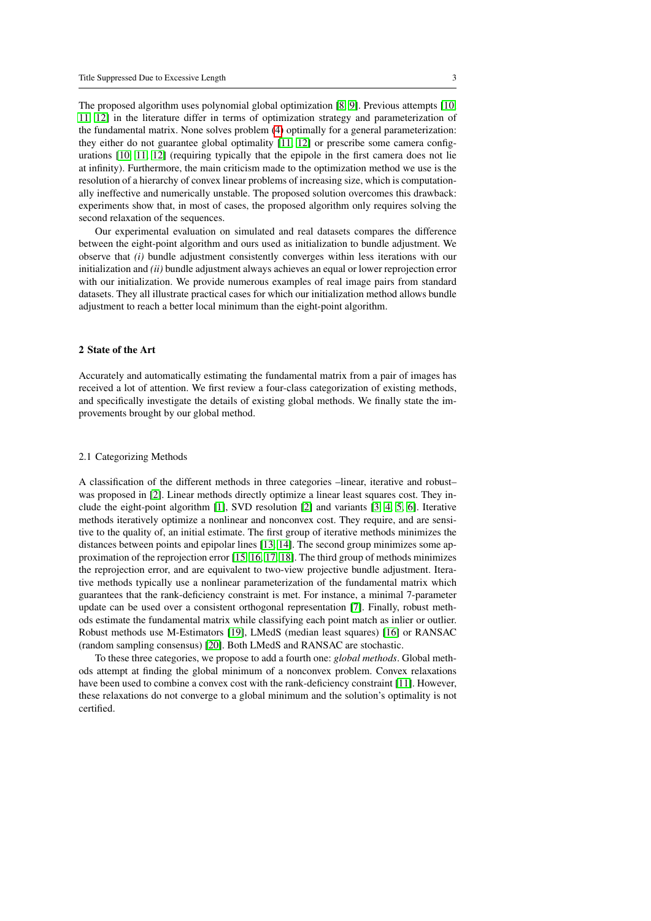The proposed algorithm uses polynomial global optimization [8, 9]. Previous attempts [10, 11, 12] in the literature differ in terms of optimization strategy and parameterization of the fundamental matrix. None solves problem (4) optimally for a general parameterization: they either do not guarantee global optimality [11, 12] or prescribe some camera configurations [10, 11, 12] (requiring typically that the epipole in the first camera does not lie at infinity). Furthermore, the main criticism made to the optimization method we use is the resolution of a hierarchy of convex linear problems of increasing size, which is computationally ineffective and numerically unstable. The proposed solution overcomes this drawback: experiments show that, in most of cases, the proposed algorithm only requires solving the second relaxation of the sequences.

Our experimental evaluation on simulated and real datasets compares the difference between the eight-point algorithm and ours used as initialization to bundle adjustment. We observe that *(i)* bundle adjustment consistently converges within less iterations with our initialization and *(ii)* bundle adjustment always achieves an equal or lower reprojection error with our initialization. We provide numerous examples of real image pairs from standard datasets. They all illustrate practical cases for which our initialization method allows bundle adjustment to reach a better local minimum than the eight-point algorithm.

## 2 State of the Art

Accurately and automatically estimating the fundamental matrix from a pair of images has received a lot of attention. We first review a four-class categorization of existing methods, and specifically investigate the details of existing global methods. We finally state the improvements brought by our global method.

### 2.1 Categorizing Methods

A classification of the different methods in three categories –linear, iterative and robust– was proposed in [2]. Linear methods directly optimize a linear least squares cost. They include the eight-point algorithm [1], SVD resolution [2] and variants [3, 4, 5, 6]. Iterative methods iteratively optimize a nonlinear and nonconvex cost. They require, and are sensitive to the quality of, an initial estimate. The first group of iterative methods minimizes the distances between points and epipolar lines [13, 14]. The second group minimizes some approximation of the reprojection error [15, 16, 17, 18]. The third group of methods minimizes the reprojection error, and are equivalent to two-view projective bundle adjustment. Iterative methods typically use a nonlinear parameterization of the fundamental matrix which guarantees that the rank-deficiency constraint is met. For instance, a minimal 7-parameter update can be used over a consistent orthogonal representation [7]. Finally, robust methods estimate the fundamental matrix while classifying each point match as inlier or outlier. Robust methods use M-Estimators [19], LMedS (median least squares) [16] or RANSAC (random sampling consensus) [20]. Both LMedS and RANSAC are stochastic.

To these three categories, we propose to add a fourth one: *global methods*. Global methods attempt at finding the global minimum of a nonconvex problem. Convex relaxations have been used to combine a convex cost with the rank-deficiency constraint [11]. However, these relaxations do not converge to a global minimum and the solution's optimality is not certified.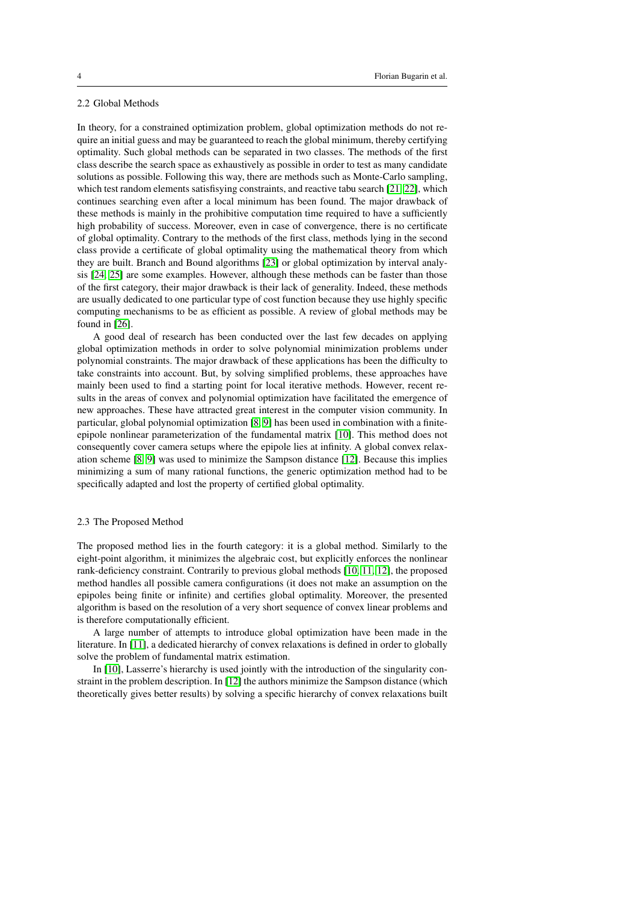### 2.2 Global Methods

In theory, for a constrained optimization problem, global optimization methods do not require an initial guess and may be guaranteed to reach the global minimum, thereby certifying optimality. Such global methods can be separated in two classes. The methods of the first class describe the search space as exhaustively as possible in order to test as many candidate solutions as possible. Following this way, there are methods such as Monte-Carlo sampling, which test random elements satisfisying constraints, and reactive tabu search [21, 22], which continues searching even after a local minimum has been found. The major drawback of these methods is mainly in the prohibitive computation time required to have a sufficiently high probability of success. Moreover, even in case of convergence, there is no certificate of global optimality. Contrary to the methods of the first class, methods lying in the second class provide a certificate of global optimality using the mathematical theory from which they are built. Branch and Bound algorithms [23] or global optimization by interval analysis [24, 25] are some examples. However, although these methods can be faster than those of the first category, their major drawback is their lack of generality. Indeed, these methods are usually dedicated to one particular type of cost function because they use highly specific computing mechanisms to be as efficient as possible. A review of global methods may be found in [26].

A good deal of research has been conducted over the last few decades on applying global optimization methods in order to solve polynomial minimization problems under polynomial constraints. The major drawback of these applications has been the difficulty to take constraints into account. But, by solving simplified problems, these approaches have mainly been used to find a starting point for local iterative methods. However, recent results in the areas of convex and polynomial optimization have facilitated the emergence of new approaches. These have attracted great interest in the computer vision community. In particular, global polynomial optimization [8, 9] has been used in combination with a finite-epipole nonlinear parameterization of the fundamental matrix [10]. This method does not consequently cover camera setups where the epipole lies at infinity. A global convex relaxation scheme [8, 9] was used to minimize the Sampson distance [12]. Because this implies minimizing a sum of many rational functions, the generic optimization method had to be specifically adapted and lost the property of certified global optimality.

### 2.3 The Proposed Method

The proposed method lies in the fourth category: it is a global method. Similarly to the eight-point algorithm, it minimizes the algebraic cost, but explicitly enforces the nonlinear rank-deficiency constraint. Contrarily to previous global methods [10, 11, 12], the proposed method handles all possible camera configurations (it does not make an assumption on the epipoles being finite or infinite) and certifies global optimality. Moreover, the presented algorithm is based on the resolution of a very short sequence of convex linear problems and is therefore computationally efficient.

A large number of attempts to introduce global optimization have been made in the literature. In [11], a dedicated hierarchy of convex relaxations is defined in order to globally solve the problem of fundamental matrix estimation.

In [10], Lasserre's hierarchy is used jointly with the introduction of the singularity constraint in the problem description. In [12] the authors minimize the Sampson distance (which theoretically gives better results) by solving a specific hierarchy of convex relaxations built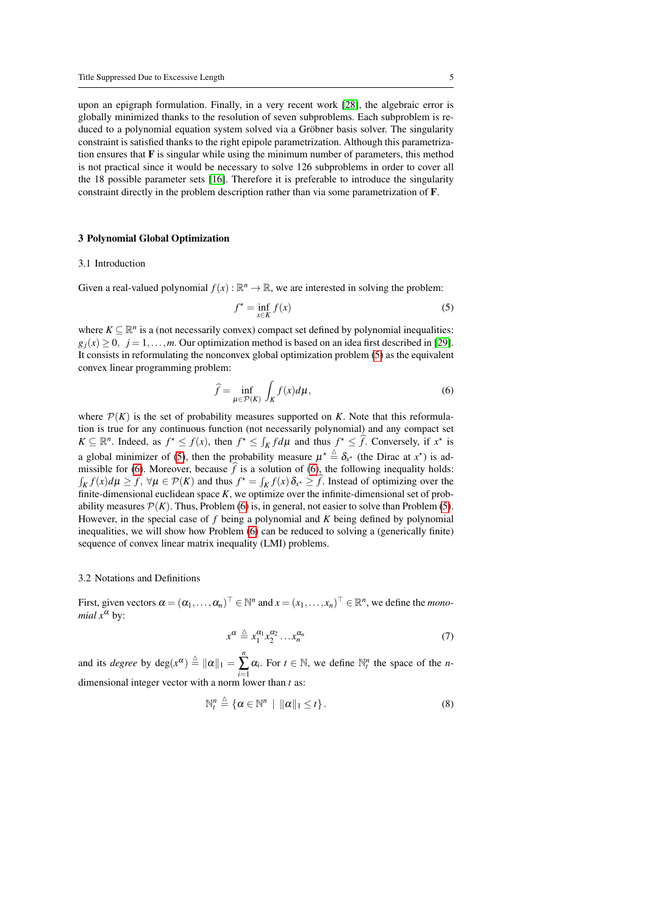upon an epigraph formulation. Finally, in a very recent work [28], the algebraic error is globally minimized thanks to the resolution of seven subproblems. Each subproblem is reduced to a polynomial equation system solved via a Gröbner basis solver. The singularity constraint is satisfied thanks to the right epipole parametrization. Although this parametrization ensures that $\mathbf{F}$ is singular while using the minimum number of parameters, this method is not practical since it would be necessary to solve 126 subproblems in order to cover all the 18 possible parameter sets [16]. Therefore it is preferable to introduce the singularity constraint directly in the problem description rather than via some parametrization of $\mathbf{F}$.

## 3 Polynomial Global Optimization

### 3.1 Introduction

Given a real-valued polynomial $f(x) : \mathbb{R}^n \to \mathbb{R}$, we are interested in solving the problem:

$$f^\star = \inf_{x \in K} f(x) \tag{5}$$

where $K \subseteq \mathbb{R}^n$ is a (not necessarily convex) compact set defined by polynomial inequalities: $g_j(x) \geq 0,\ j = 1, \ldots, m$. Our optimization method is based on an idea first described in [29]. It consists in reformulating the nonconvex global optimization problem (5) as the equivalent convex linear programming problem:

$$\widehat{f} = \inf_{\mu \in \mathcal{P}(K)} \int_K f(x) d\mu, \tag{6}$$

where $\mathcal{P}(K)$ is the set of probability measures supported on $K$. Note that this reformulation is true for any continuous function (not necessarily polynomial) and any compact set $K \subseteq \mathbb{R}^n$. Indeed, as $f^\star \leq f(x)$, then $f^\star \leq \int_K f d\mu$ and thus $f^\star \leq \widehat{f}$. Conversely, if $x^\star$ is a global minimizer of (5), then the probability measure $\mu^\star \triangleq \delta_{x^\star}$ (the Dirac at $x^\star$) is admissible for (6). Moreover, because $\widehat{f}$ is a solution of (6), the following inequality holds: $\int_K f(x) d\mu \geq \widehat{f},\ \forall \mu \in \mathcal{P}(K)$ and thus $f^\star = \int_K f(x)\, \delta_{x^\star} \geq \widehat{f}$. Instead of optimizing over the finite-dimensional euclidean space $K$, we optimize over the infinite-dimensional set of probability measures $\mathcal{P}(K)$. Thus, Problem (6) is, in general, not easier to solve than Problem (5). However, in the special case of $f$ being a polynomial and $K$ being defined by polynomial inequalities, we will show how Problem (6) can be reduced to solving a (generically finite) sequence of convex linear matrix inequality (LMI) problems.

### 3.2 Notations and Definitions

First, given vectors $\alpha = (\alpha_1, \ldots, \alpha_n)^\top \in \mathbb{N}^n$ and $x = (x_1, \ldots, x_n)^\top \in \mathbb{R}^n$, we define the *monomial* $x^\alpha$ by:

$$x^\alpha \triangleq x_1^{\alpha_1} x_2^{\alpha_2} \ldots x_n^{\alpha_n} \tag{7}$$

and its *degree* by $\deg(x^\alpha) \triangleq \|\alpha\|_1 = \sum_{i=1}^{n} \alpha_i$. For $t \in \mathbb{N}$, we define $\mathbb{N}_t^n$ the space of the $n$-dimensional integer vector with a norm lower than $t$ as:

$$\mathbb{N}_t^n \triangleq \{\alpha \in \mathbb{N}^n \mid \|\alpha\|_1 \leq t\}. \tag{8}$$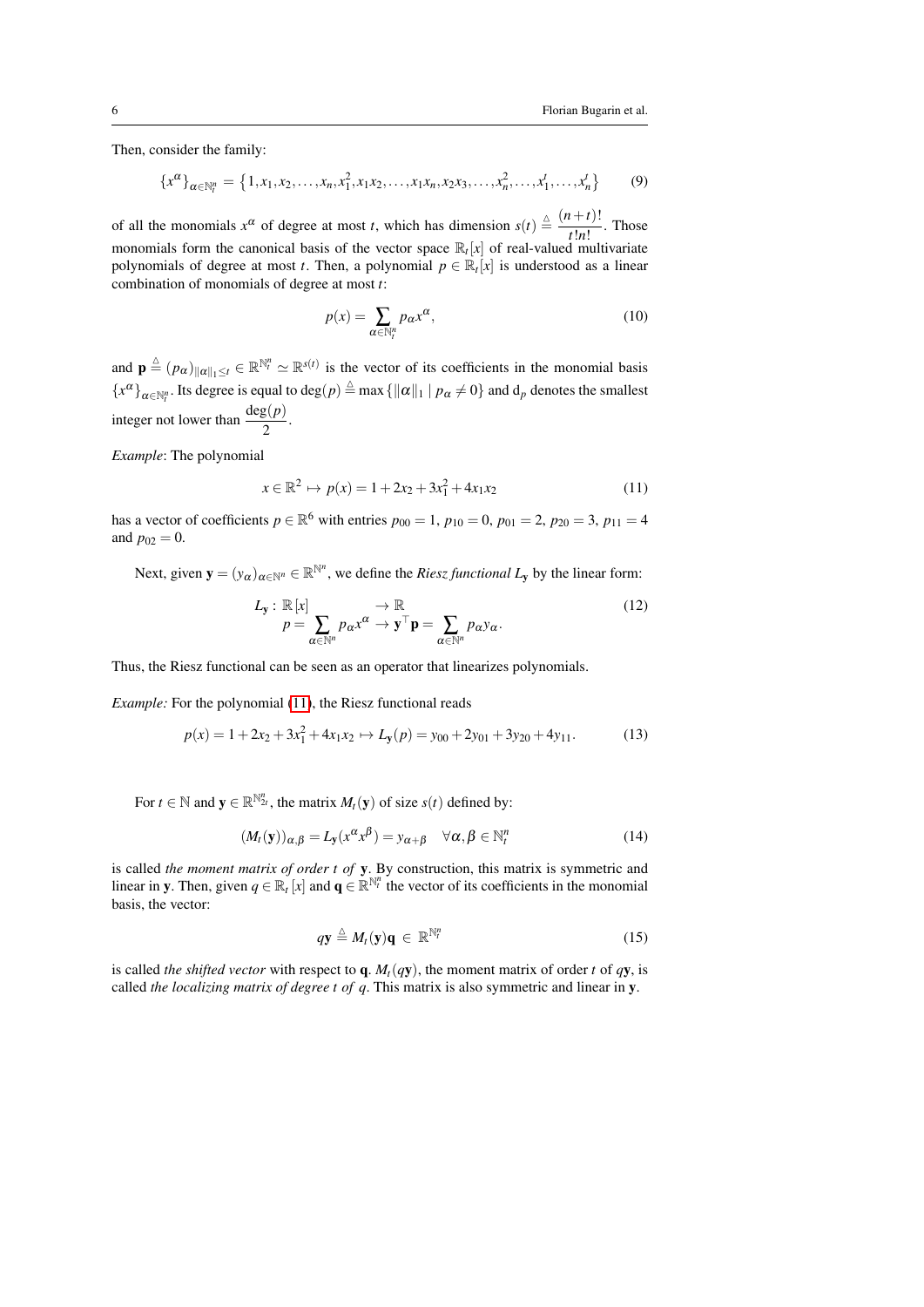Then, consider the family:

$$\{x^\alpha\}_{\alpha\in\mathbb{N}_t^n} = \left\{1, x_1, x_2, \ldots, x_n, x_1^2, x_1x_2, \ldots, x_1x_n, x_2x_3, \ldots, x_n^2, \ldots, x_1^t, \ldots, x_n^t\right\} \tag{9}$$

of all the monomials $x^\alpha$ of degree at most $t$, which has dimension $s(t) \triangleq \dfrac{(n+t)!}{t!n!}$. Those monomials form the canonical basis of the vector space $\mathbb{R}_t[x]$ of real-valued multivariate polynomials of degree at most $t$. Then, a polynomial $p \in \mathbb{R}_t[x]$ is understood as a linear combination of monomials of degree at most $t$:

$$p(x) = \sum_{\alpha\in\mathbb{N}_t^n} p_\alpha x^\alpha, \tag{10}$$

and $\mathbf{p} \triangleq (p_\alpha)_{\|\alpha\|_1 \leq t} \in \mathbb{R}^{\mathbb{N}_t^n} \simeq \mathbb{R}^{s(t)}$ is the vector of its coefficients in the monomial basis $\{x^\alpha\}_{\alpha\in\mathbb{N}_t^n}$. Its degree is equal to $\deg(p) \triangleq \max\{\|\alpha\|_1 \mid p_\alpha \neq 0\}$ and $\mathrm{d}_p$ denotes the smallest integer not lower than $\dfrac{\deg(p)}{2}$.

*Example*: The polynomial

$$x \in \mathbb{R}^2 \mapsto p(x) = 1 + 2x_2 + 3x_1^2 + 4x_1x_2 \tag{11}$$

has a vector of coefficients $p \in \mathbb{R}^6$ with entries $p_{00} = 1$, $p_{10} = 0$, $p_{01} = 2$, $p_{20} = 3$, $p_{11} = 4$ and $p_{02} = 0$.

Next, given $\mathbf{y} = (y_\alpha)_{\alpha\in\mathbb{N}^n} \in \mathbb{R}^{\mathbb{N}^n}$, we define the *Riesz functional* $L_\mathbf{y}$ by the linear form:

$$\begin{aligned} L_\mathbf{y} : \mathbb{R}[x] &\to \mathbb{R} \\ p = \sum_{\alpha\in\mathbb{N}^n} p_\alpha x^\alpha &\mapsto \mathbf{y}^\top \mathbf{p} = \sum_{\alpha\in\mathbb{N}^n} p_\alpha y_\alpha. \end{aligned} \tag{12}$$

Thus, the Riesz functional can be seen as an operator that linearizes polynomials.

*Example:* For the polynomial (11), the Riesz functional reads

$$p(x) = 1 + 2x_2 + 3x_1^2 + 4x_1x_2 \mapsto L_\mathbf{y}(p) = y_{00} + 2y_{01} + 3y_{20} + 4y_{11}. \tag{13}$$

For $t \in \mathbb{N}$ and $\mathbf{y} \in \mathbb{R}^{\mathbb{N}_{2t}^n}$, the matrix $M_t(\mathbf{y})$ of size $s(t)$ defined by:

$$(M_t(\mathbf{y}))_{\alpha,\beta} = L_\mathbf{y}(x^\alpha x^\beta) = y_{\alpha+\beta} \quad \forall \alpha, \beta \in \mathbb{N}_t^n \tag{14}$$

is called *the moment matrix of order $t$ of* $\mathbf{y}$. By construction, this matrix is symmetric and linear in $\mathbf{y}$. Then, given $q \in \mathbb{R}_t[x]$ and $\mathbf{q} \in \mathbb{R}^{\mathbb{N}_t^n}$ the vector of its coefficients in the monomial basis, the vector:

$$q\mathbf{y} \triangleq M_t(\mathbf{y})\mathbf{q} \in \mathbb{R}^{\mathbb{N}_t^n} \tag{15}$$

is called *the shifted vector* with respect to $\mathbf{q}$. $M_t(q\mathbf{y})$, the moment matrix of order $t$ of $q\mathbf{y}$, is called *the localizing matrix of degree $t$ of $q$*. This matrix is also symmetric and linear in $\mathbf{y}$.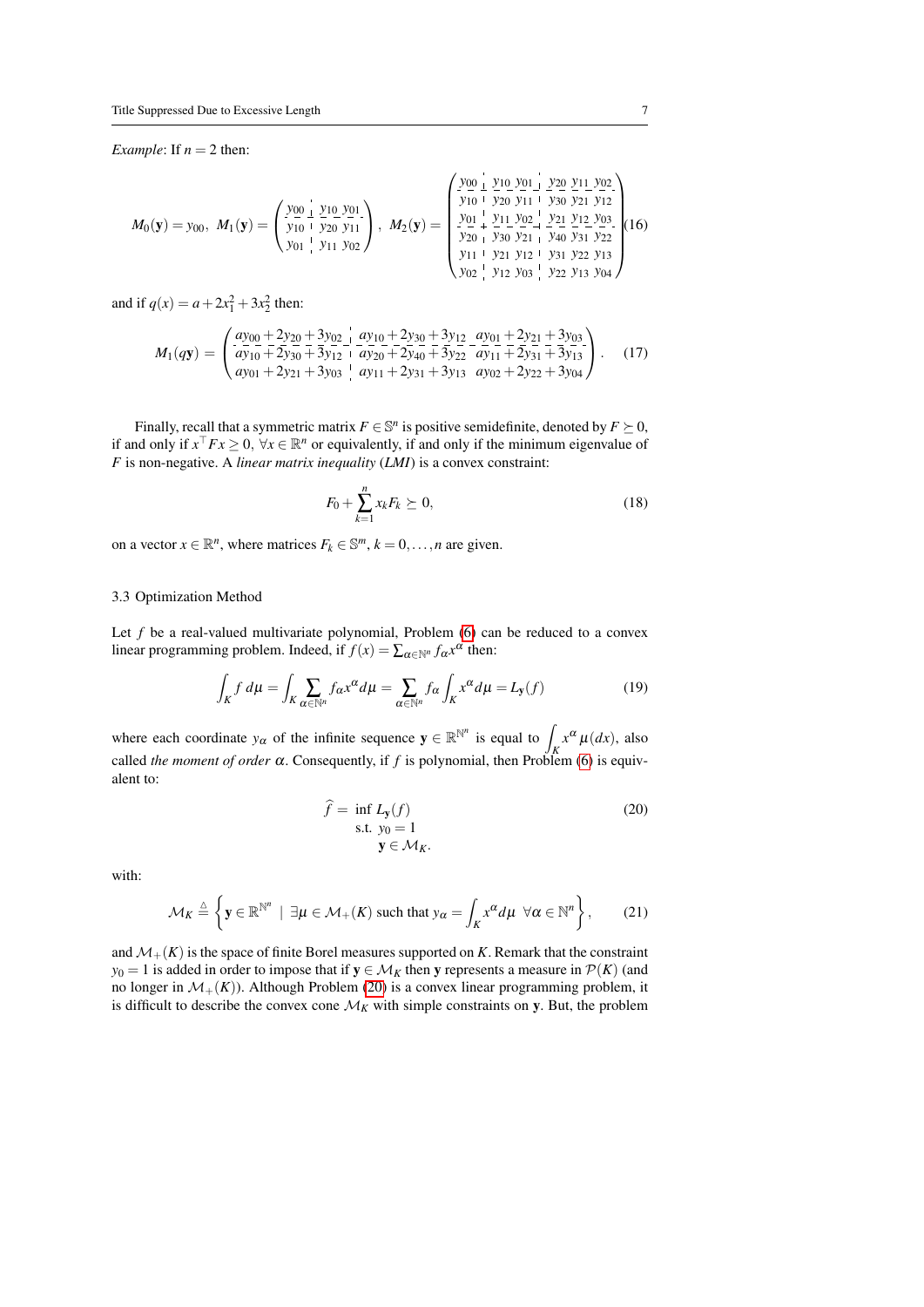*Example*: If $n = 2$ then:

$$
M_0(\mathbf{y}) = y_{00},\; M_1(\mathbf{y}) = \left(\begin{array}{c|cc} y_{00} & y_{10} & y_{01} \\ \hline y_{10} & y_{20} & y_{11} \\ y_{01} & y_{11} & y_{02} \end{array}\right),\; M_2(\mathbf{y}) = \left(\begin{array}{c|cc|ccc} y_{00} & y_{10} & y_{01} & y_{20} & y_{11} & y_{02} \\ \hline y_{10} & y_{20} & y_{11} & y_{30} & y_{21} & y_{12} \\ y_{01} & y_{11} & y_{02} & y_{21} & y_{12} & y_{03} \\ \hline y_{20} & y_{30} & y_{21} & y_{40} & y_{31} & y_{22} \\ y_{11} & y_{21} & y_{12} & y_{31} & y_{22} & y_{13} \\ y_{02} & y_{12} & y_{03} & y_{22} & y_{13} & y_{04} \end{array}\right) \tag{16}
$$

and if $q(x) = a + 2x_1^2 + 3x_2^2$ then:

$$
M_1(q\mathbf{y}) = \left(\begin{array}{c|cc} ay_{00}+2y_{20}+3y_{02} & ay_{10}+2y_{30}+3y_{12} & ay_{01}+2y_{21}+3y_{03} \\ \hline ay_{10}+2y_{30}+3y_{12} & ay_{20}+2y_{40}+3y_{22} & ay_{11}+2y_{31}+3y_{13} \\ ay_{01}+2y_{21}+3y_{03} & ay_{11}+2y_{31}+3y_{13} & ay_{02}+2y_{22}+3y_{04} \end{array}\right). \tag{17}
$$

Finally, recall that a symmetric matrix $F \in \mathbb{S}^n$ is positive semidefinite, denoted by $F \succeq 0$, if and only if $x^\top F x \geq 0,\ \forall x \in \mathbb{R}^n$ or equivalently, if and only if the minimum eigenvalue of $F$ is non-negative. A *linear matrix inequality* (*LMI*) is a convex constraint:

$$
F_0 + \sum_{k=1}^{n} x_k F_k \succeq 0, \tag{18}
$$

on a vector $x \in \mathbb{R}^n$, where matrices $F_k \in \mathbb{S}^m$, $k = 0, \ldots, n$ are given.

### 3.3 Optimization Method

Let $f$ be a real-valued multivariate polynomial, Problem (6) can be reduced to a convex linear programming problem. Indeed, if $f(x) = \sum_{\alpha \in \mathbb{N}^n} f_\alpha x^\alpha$ then:

$$
\int_K f \, d\mu = \int_K \sum_{\alpha \in \mathbb{N}^n} f_\alpha x^\alpha d\mu = \sum_{\alpha \in \mathbb{N}^n} f_\alpha \int_K x^\alpha d\mu = L_{\mathbf{y}}(f) \tag{19}
$$

where each coordinate $y_\alpha$ of the infinite sequence $\mathbf{y} \in \mathbb{R}^{\mathbb{N}^n}$ is equal to $\int_K x^\alpha \mu(dx)$, also called *the moment of order* $\alpha$. Consequently, if $f$ is polynomial, then Problem (6) is equivalent to:

$$
\begin{aligned}
\widehat{f} = \; & \inf \; L_{\mathbf{y}}(f) \\
& \text{s.t. } y_0 = 1 \\
& \quad\;\; \mathbf{y} \in \mathcal{M}_K.
\end{aligned} \tag{20}
$$

with:

$$
\mathcal{M}_K \triangleq \left\{ \mathbf{y} \in \mathbb{R}^{\mathbb{N}^n} \;\middle|\; \exists \mu \in \mathcal{M}_+(K) \text{ such that } y_\alpha = \int_K x^\alpha d\mu \;\; \forall \alpha \in \mathbb{N}^n \right\}, \tag{21}
$$

and $\mathcal{M}_+(K)$ is the space of finite Borel measures supported on $K$. Remark that the constraint $y_0 = 1$ is added in order to impose that if $\mathbf{y} \in \mathcal{M}_K$ then $\mathbf{y}$ represents a measure in $\mathcal{P}(K)$ (and no longer in $\mathcal{M}_+(K)$). Although Problem (20) is a convex linear programming problem, it is difficult to describe the convex cone $\mathcal{M}_K$ with simple constraints on $\mathbf{y}$. But, the problem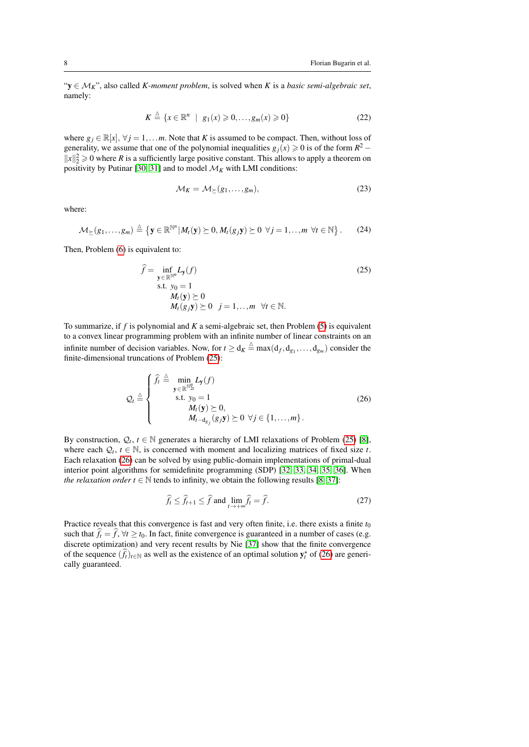"$\mathbf{y} \in \mathcal{M}_K$", also called *K-moment problem*, is solved when $K$ is a *basic semi-algebraic set*, namely:

$$K \triangleq \{x \in \mathbb{R}^n \mid g_1(x) \geqslant 0, \ldots, g_m(x) \geqslant 0\} \tag{22}$$

where $g_j \in \mathbb{R}[x]$, $\forall j = 1, \ldots m$. Note that $K$ is assumed to be compact. Then, without loss of generality, we assume that one of the polynomial inequalities $g_j(x) \geqslant 0$ is of the form $R^2 - \|x\|_2^2 \geqslant 0$ where $R$ is a sufficiently large positive constant. This allows to apply a theorem on positivity by Putinar [30, 31] and to model $\mathcal{M}_K$ with LMI conditions:

$$\mathcal{M}_K = \mathcal{M}_{\succeq}(g_1, \ldots, g_m), \tag{23}$$

where:

$$\mathcal{M}_{\succeq}(g_1, \ldots, g_m) \triangleq \left\{\mathbf{y} \in \mathbb{R}^{\mathbb{N}^n} | M_t(\mathbf{y}) \succeq 0, M_t(g_j\mathbf{y}) \succeq 0 \ \ \forall j = 1, .., m \ \ \forall t \in \mathbb{N}\right\}. \tag{24}$$

Then, Problem (6) is equivalent to:

$$\begin{aligned} \widehat{f} = \inf_{\mathbf{y} \in \mathbb{R}^{\mathbb{N}^n}} & L_{\mathbf{y}}(f) \\ \text{s.t. } & y_0 = 1 \\ & M_t(\mathbf{y}) \succeq 0 \\ & M_t(g_j\mathbf{y}) \succeq 0 \quad j = 1, .., m \quad \forall t \in \mathbb{N}. \end{aligned} \tag{25}$$

To summarize, if $f$ is polynomial and $K$ a semi-algebraic set, then Problem (5) is equivalent to a convex linear programming problem with an infinite number of linear constraints on an infinite number of decision variables. Now, for $t \geq \mathrm{d}_K \triangleq \max(\mathrm{d}_f, \mathrm{d}_{g_1}, \ldots, \mathrm{d}_{g_m})$ consider the finite-dimensional truncations of Problem (25):

$$\mathcal{Q}_t \triangleq \begin{cases} \widehat{f}_t \triangleq \min\limits_{\mathbf{y} \in \mathbb{R}^{\mathbb{N}^n_{2t}}} L_{\mathbf{y}}(f) \\ \qquad \text{s.t. } y_0 = 1 \\ \qquad\qquad M_t(\mathbf{y}) \succeq 0, \\ \qquad\qquad M_{t-\mathrm{d}_{g_j}}(g_j\mathbf{y}) \succeq 0 \ \ \forall j \in \{1, \ldots, m\}. \end{cases} \tag{26}$$

By construction, $\mathcal{Q}_t$, $t \in \mathbb{N}$ generates a hierarchy of LMI relaxations of Problem (25) [8], where each $\mathcal{Q}_t$, $t \in \mathbb{N}$, is concerned with moment and localizing matrices of fixed size $t$. Each relaxation (26) can be solved by using public-domain implementations of primal-dual interior point algorithms for semidefinite programming (SDP) [32, 33, 34, 35, 36]. When *the relaxation order* $t \in \mathbb{N}$ tends to infinity, we obtain the following results [8, 37]:

$$\widehat{f}_t \leq \widehat{f}_{t+1} \leq \widehat{f} \text{ and } \lim_{t \to +\infty} \widehat{f}_t = \widehat{f}. \tag{27}$$

Practice reveals that this convergence is fast and very often finite, i.e. there exists a finite $t_0$ such that $\widehat{f}_t = \widehat{f}$, $\forall t \geq t_0$. In fact, finite convergence is guaranteed in a number of cases (e.g. discrete optimization) and very recent results by Nie [37] show that the finite convergence of the sequence $(\widehat{f}_t)_{t \in \mathbb{N}}$ as well as the existence of an optimal solution $\mathbf{y}_t^\star$ of (26) are generically guaranteed.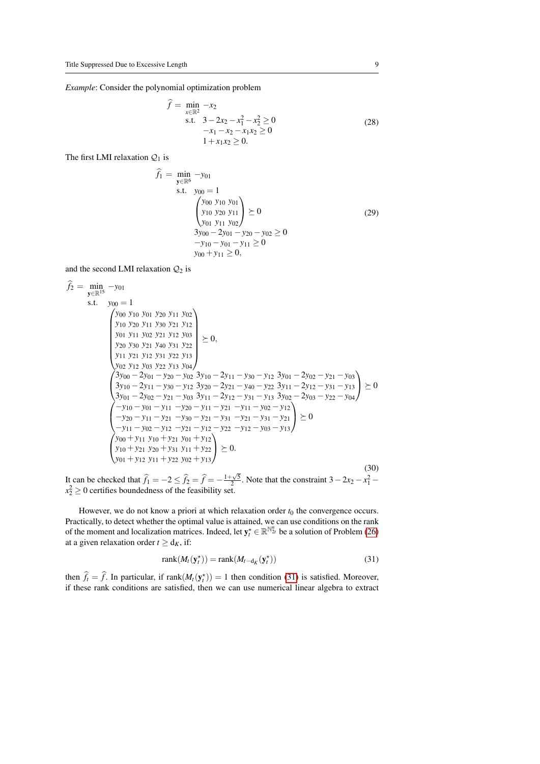*Example*: Consider the polynomial optimization problem

$$
\begin{aligned}
\widehat{f} = \min_{x\in\mathbb{R}^2} \ & -x_2 \\
\text{s.t.} \ \ & 3-2x_2-x_1^2-x_2^2 \geq 0 \\
& -x_1-x_2-x_1x_2 \geq 0 \\
& 1+x_1x_2 \geq 0.
\end{aligned} \tag{28}
$$

The first LMI relaxation $\mathcal{Q}_1$ is

$$
\begin{aligned}
\widehat{f}_1 = \min_{\mathbf{y}\in\mathbb{R}^6} \ & -y_{01} \\
\text{s.t.} \ \ & y_{00} = 1 \\
& \begin{pmatrix} y_{00} & y_{10} & y_{01} \\ y_{10} & y_{20} & y_{11} \\ y_{01} & y_{11} & y_{02} \end{pmatrix} \succeq 0 \\
& 3y_{00}-2y_{01}-y_{20}-y_{02} \geq 0 \\
& -y_{10}-y_{01}-y_{11} \geq 0 \\
& y_{00}+y_{11} \geq 0,
\end{aligned} \tag{29}
$$

and the second LMI relaxation $\mathcal{Q}_2$ is

$$
\begin{aligned}
\widehat{f}_2 = \min_{\mathbf{y}\in\mathbb{R}^{15}} \ & -y_{01} \\
\text{s.t.} \ \ & y_{00} = 1 \\
& \begin{pmatrix} y_{00} & y_{10} & y_{01} & y_{20} & y_{11} & y_{02} \\ y_{10} & y_{20} & y_{11} & y_{30} & y_{21} & y_{12} \\ y_{01} & y_{11} & y_{02} & y_{21} & y_{12} & y_{03} \\ y_{20} & y_{30} & y_{21} & y_{40} & y_{31} & y_{22} \\ y_{11} & y_{21} & y_{12} & y_{31} & y_{22} & y_{13} \\ y_{02} & y_{12} & y_{03} & y_{22} & y_{13} & y_{04} \end{pmatrix} \succeq 0, \\
& \begin{pmatrix} 3y_{00}-2y_{01}-y_{20}-y_{02} & 3y_{10}-2y_{11}-y_{30}-y_{12} & 3y_{01}-2y_{02}-y_{21}-y_{03} \\ 3y_{10}-2y_{11}-y_{30}-y_{12} & 3y_{20}-2y_{21}-y_{40}-y_{22} & 3y_{11}-2y_{12}-y_{31}-y_{13} \\ 3y_{01}-2y_{02}-y_{21}-y_{03} & 3y_{11}-2y_{12}-y_{31}-y_{13} & 3y_{02}-2y_{03}-y_{22}-y_{04} \end{pmatrix} \succeq 0 \\
& \begin{pmatrix} -y_{10}-y_{01}-y_{11} & -y_{20}-y_{11}-y_{21} & -y_{11}-y_{02}-y_{12} \\ -y_{20}-y_{11}-y_{21} & -y_{30}-y_{21}-y_{31} & -y_{21}-y_{31}-y_{21} \\ -y_{11}-y_{02}-y_{12} & -y_{21}-y_{12}-y_{22} & -y_{12}-y_{03}-y_{13} \end{pmatrix} \succeq 0 \\
& \begin{pmatrix} y_{00}+y_{11} & y_{10}+y_{21} & y_{01}+y_{12} \\ y_{10}+y_{21} & y_{20}+y_{31} & y_{11}+y_{22} \\ y_{01}+y_{12} & y_{11}+y_{22} & y_{02}+y_{13} \end{pmatrix} \succeq 0.
\end{aligned} \tag{30}
$$

It can be checked that $\widehat{f}_1 = -2 \leq \widehat{f}_2 = \widehat{f} = -\frac{1+\sqrt{5}}{2}$. Note that the constraint $3-2x_2-x_1^2-x_2^2 \geq 0$ certifies boundedness of the feasibility set.

However, we do not know a priori at which relaxation order $t_0$ the convergence occurs. Practically, to detect whether the optimal value is attained, we can use conditions on the rank of the moment and localization matrices. Indeed, let $\mathbf{y}_t^\star \in \mathbb{R}^{\mathbb{N}_{2t}^n}$ be a solution of Problem (26) at a given relaxation order $t \geq \mathrm{d}_K$, if:

$$
\operatorname{rank}(M_t(\mathbf{y}_t^\star)) = \operatorname{rank}(M_{t-\mathrm{d}_K}(\mathbf{y}_t^\star)) \tag{31}
$$

then $\widehat{f}_t = \widehat{f}$. In particular, if $\operatorname{rank}(M_t(\mathbf{y}_t^\star)) = 1$ then condition (31) is satisfied. Moreover, if these rank conditions are satisfied, then we can use numerical linear algebra to extract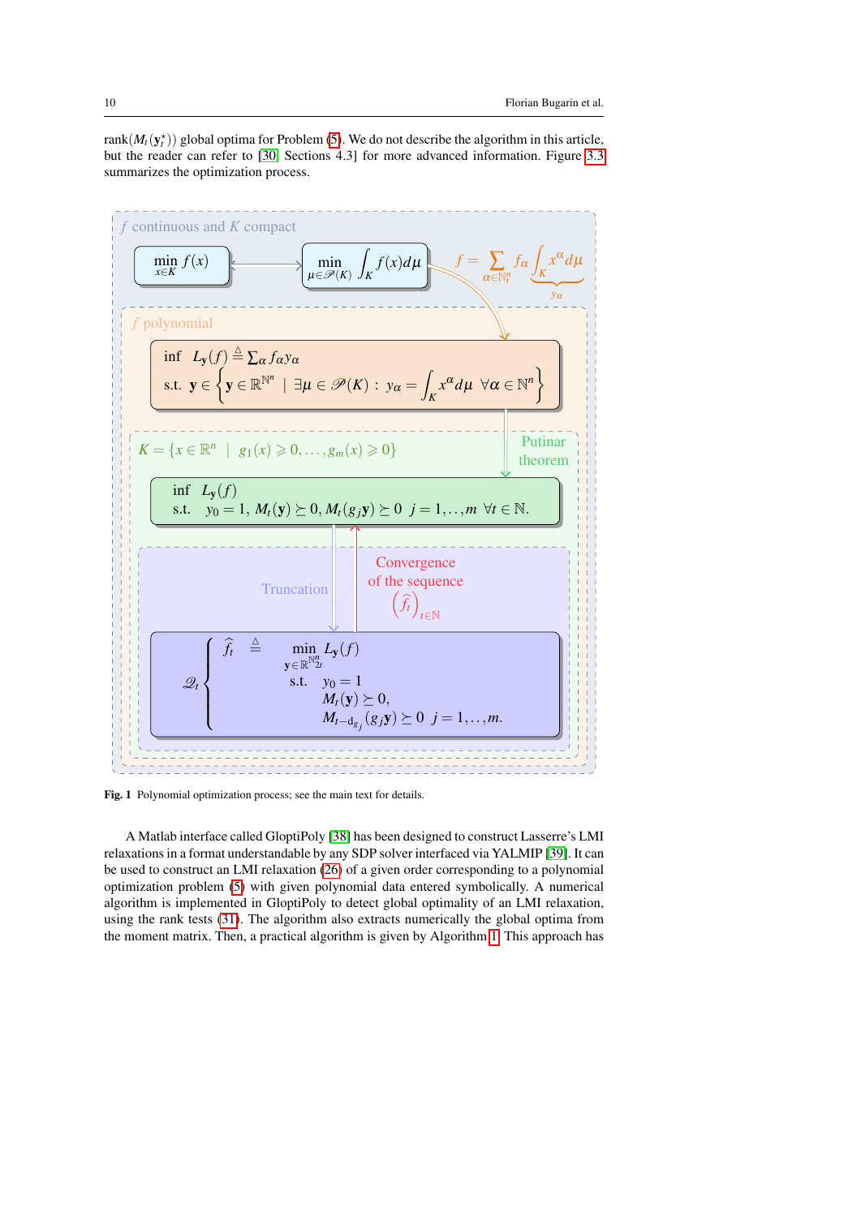rank($M_t(\mathbf{y}_t^\star)$) global optima for Problem (5). We do not describe the algorithm in this article, but the reader can refer to [30] Sections 4.3] for more advanced information. Figure 3.3 summarizes the optimization process.

$f$ continuous and $K$ compact

$$\min_{x\in K} f(x) \quad \longleftrightarrow \quad \min_{\mu\in\mathscr{P}(K)} \int_K f(x)d\mu \qquad f = \sum_{\alpha\in\mathbb{N}_t^n} f_\alpha \underbrace{\int_K x^\alpha d\mu}_{y_\alpha}$$

$f$ polynomial

$$\begin{aligned} &\inf \quad L_{\mathbf{y}}(f) \triangleq \textstyle\sum_\alpha f_\alpha y_\alpha \\ &\text{s.t.} \quad \mathbf{y} \in \left\{ \mathbf{y} \in \mathbb{R}^{\mathbb{N}^n} \mid \exists \mu \in \mathscr{P}(K) : y_\alpha = \int_K x^\alpha d\mu \;\; \forall \alpha \in \mathbb{N}^n \right\} \end{aligned}$$

$K = \{x \in \mathbb{R}^n \mid g_1(x) \geqslant 0, \dots, g_m(x) \geqslant 0\}$ — Putinar theorem

$$\begin{aligned} &\inf \quad L_{\mathbf{y}}(f) \\ &\text{s.t.} \quad y_0 = 1,\; M_t(\mathbf{y}) \succeq 0,\; M_t(g_j\mathbf{y}) \succeq 0 \;\; j = 1,\dots,m \;\; \forall t \in \mathbb{N}. \end{aligned}$$

Truncation — Convergence of the sequence $\left(\widehat{f}_t\right)_{t\in\mathbb{N}}$

$$\mathscr{Q}_t \left\{ \begin{aligned} \widehat{f}_t \;\triangleq\; &\min_{\mathbf{y}\in\mathbb{R}^{\mathbb{N}_{2t}^n}} \; L_{\mathbf{y}}(f) \\ &\text{s.t.} \quad y_0 = 1 \\ &\qquad\;\; M_t(\mathbf{y}) \succeq 0, \\ &\qquad\;\; M_{t-\mathrm{d}_{g_j}}(g_j\mathbf{y}) \succeq 0 \;\; j = 1,\dots,m. \end{aligned} \right.$$

**Fig. 1** Polynomial optimization process; see the main text for details.

A Matlab interface called GloptiPoly [38] has been designed to construct Lasserre's LMI relaxations in a format understandable by any SDP solver interfaced via YALMIP [39]. It can be used to construct an LMI relaxation (26) of a given order corresponding to a polynomial optimization problem (5) with given polynomial data entered symbolically. A numerical algorithm is implemented in GloptiPoly to detect global optimality of an LMI relaxation, using the rank tests (31). The algorithm also extracts numerically the global optima from the moment matrix. Then, a practical algorithm is given by Algorithm 1. This approach has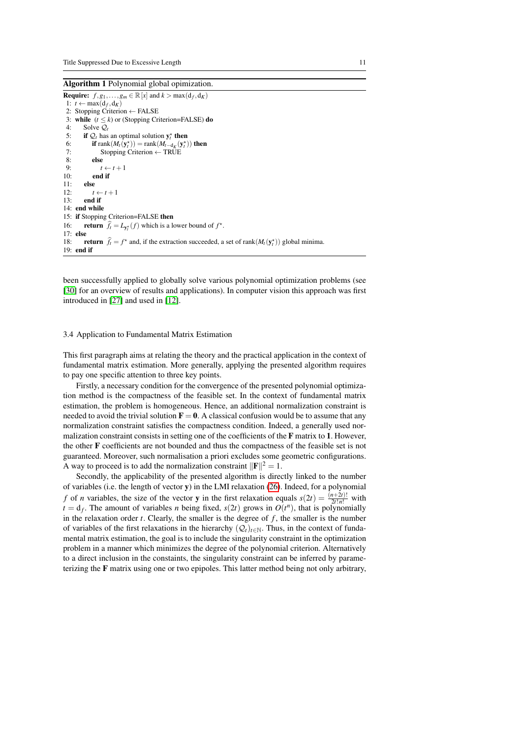**Algorithm 1** Polynomial global opimization.

```
Require: f, g_1, ..., g_m ∈ ℝ[x] and k > max(d_f, d_K)
 1: t ← max(d_f, d_K)
 2: Stopping Criterion ← FALSE
 3: while (t ≤ k) or (Stopping Criterion=FALSE) do
 4:     Solve Q_t
 5:     if Q_t has an optimal solution y_t* then
 6:         if rank(M_t(y_t*)) = rank(M_{t−d_K}(y_t*)) then
 7:             Stopping Criterion ← TRUE
 8:         else
 9:             t ← t + 1
10:         end if
11:     else
12:         t ← t + 1
13:     end if
14: end while
15: if Stopping Criterion=FALSE then
16:     return f̂_t = L_{y_t*}(f) which is a lower bound of f*.
17: else
18:     return f̂_t = f* and, if the extraction succeeded, a set of rank(M_t(y_t*)) global minima.
19: end if
```

been successfully applied to globally solve various polynomial optimization problems (see [30] for an overview of results and applications). In computer vision this approach was first introduced in [27] and used in [12].

### 3.4 Application to Fundamental Matrix Estimation

This first paragraph aims at relating the theory and the practical application in the context of fundamental matrix estimation. More generally, applying the presented algorithm requires to pay one specific attention to three key points.

Firstly, a necessary condition for the convergence of the presented polynomial optimization method is the compactness of the feasible set. In the context of fundamental matrix estimation, the problem is homogeneous. Hence, an additional normalization constraint is needed to avoid the trivial solution $\mathbf{F} = \mathbf{0}$. A classical confusion would be to assume that any normalization constraint satisfies the compactness condition. Indeed, a generally used normalization constraint consists in setting one of the coefficients of the $\mathbf{F}$ matrix to $\mathbf{1}$. However, the other $\mathbf{F}$ coefficients are not bounded and thus the compactness of the feasible set is not guaranteed. Moreover, such normalisation a priori excludes some geometric configurations. A way to proceed is to add the normalization constraint $\|\mathbf{F}\|^2 = 1$.

Secondly, the applicability of the presented algorithm is directly linked to the number of variables (i.e. the length of vector $\mathbf{y}$) in the LMI relaxation (26). Indeed, for a polynomial $f$ of $n$ variables, the size of the vector $\mathbf{y}$ in the first relaxation equals $s(2t) = \frac{(n+2t)!}{2t!n!}$ with $t = d_f$. The amount of variables $n$ being fixed, $s(2t)$ grows in $O(t^n)$, that is polynomially in the relaxation order $t$. Clearly, the smaller is the degree of $f$, the smaller is the number of variables of the first relaxations in the hierarchy $(\mathcal{Q}_t)_{t\in\mathbb{N}}$. Thus, in the context of fundamental matrix estimation, the goal is to include the singularity constraint in the optimization problem in a manner which minimizes the degree of the polynomial criterion. Alternatively to a direct inclusion in the constaints, the singularity constraint can be inferred by parameterizing the $\mathbf{F}$ matrix using one or two epipoles. This latter method being not only arbitrary,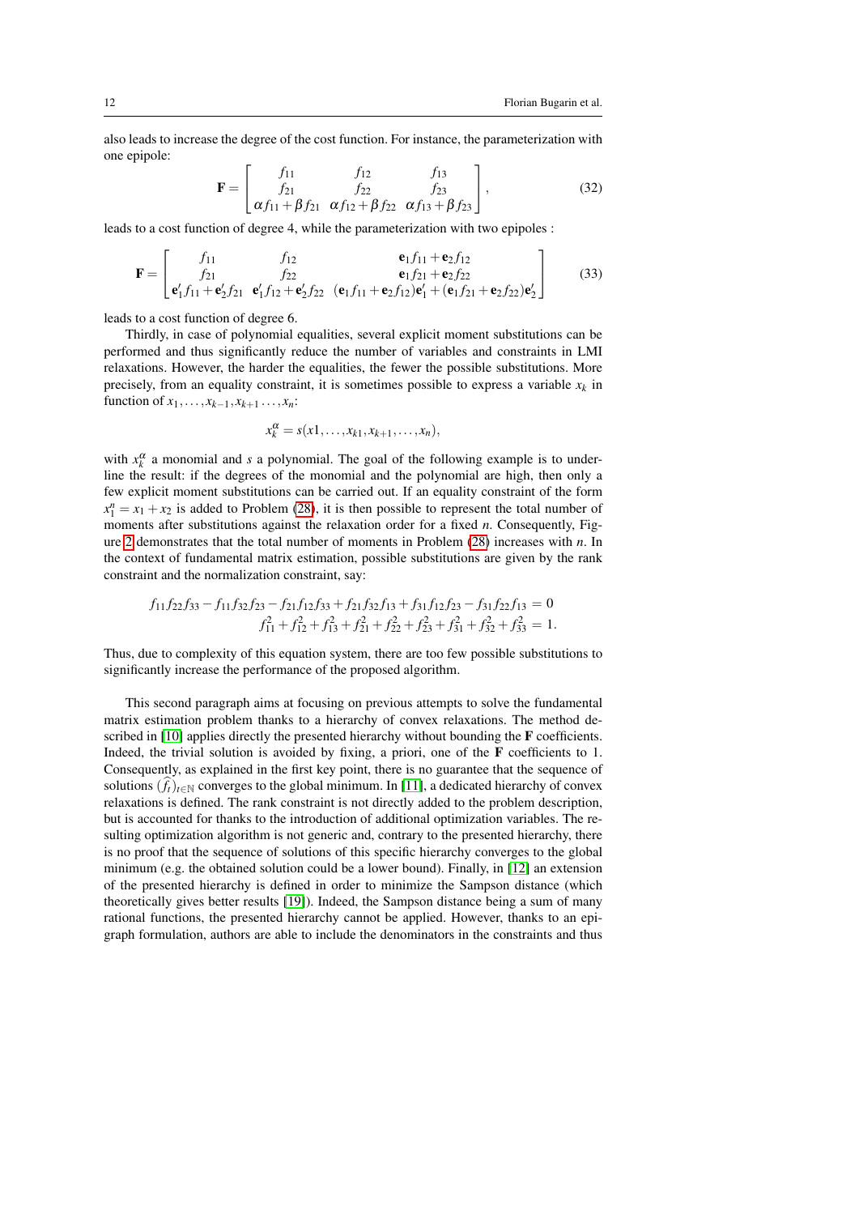also leads to increase the degree of the cost function. For instance, the parameterization with one epipole:

$$\mathbf{F} = \begin{bmatrix} f_{11} & f_{12} & f_{13} \\ f_{21} & f_{22} & f_{23} \\ \alpha f_{11} + \beta f_{21} & \alpha f_{12} + \beta f_{22} & \alpha f_{13} + \beta f_{23} \end{bmatrix}, \tag{32}$$

leads to a cost function of degree 4, while the parameterization with two epipoles :

$$\mathbf{F} = \begin{bmatrix} f_{11} & f_{12} & \mathbf{e}_1 f_{11} + \mathbf{e}_2 f_{12} \\ f_{21} & f_{22} & \mathbf{e}_1 f_{21} + \mathbf{e}_2 f_{22} \\ \mathbf{e}'_1 f_{11} + \mathbf{e}'_2 f_{21} & \mathbf{e}'_1 f_{12} + \mathbf{e}'_2 f_{22} & (\mathbf{e}_1 f_{11} + \mathbf{e}_2 f_{12})\mathbf{e}'_1 + (\mathbf{e}_1 f_{21} + \mathbf{e}_2 f_{22})\mathbf{e}'_2 \end{bmatrix} \tag{33}$$

leads to a cost function of degree 6.

Thirdly, in case of polynomial equalities, several explicit moment substitutions can be performed and thus significantly reduce the number of variables and constraints in LMI relaxations. However, the harder the equalities, the fewer the possible substitutions. More precisely, from an equality constraint, it is sometimes possible to express a variable $x_k$ in function of $x_1, \ldots, x_{k-1}, x_{k+1} \ldots, x_n$:

$$x_k^\alpha = s(x1, \ldots, x_{k1}, x_{k+1}, \ldots, x_n),$$

with $x_k^\alpha$ a monomial and $s$ a polynomial. The goal of the following example is to underline the result: if the degrees of the monomial and the polynomial are high, then only a few explicit moment substitutions can be carried out. If an equality constraint of the form $x_1^n = x_1 + x_2$ is added to Problem (28), it is then possible to represent the total number of moments after substitutions against the relaxation order for a fixed $n$. Consequently, Figure 2 demonstrates that the total number of moments in Problem (28) increases with $n$. In the context of fundamental matrix estimation, possible substitutions are given by the rank constraint and the normalization constraint, say:

$$\begin{aligned} f_{11}f_{22}f_{33} - f_{11}f_{32}f_{23} - f_{21}f_{12}f_{33} + f_{21}f_{32}f_{13} + f_{31}f_{12}f_{23} - f_{31}f_{22}f_{13} &= 0 \\ f_{11}^2 + f_{12}^2 + f_{13}^2 + f_{21}^2 + f_{22}^2 + f_{23}^2 + f_{31}^2 + f_{32}^2 + f_{33}^2 &= 1. \end{aligned}$$

Thus, due to complexity of this equation system, there are too few possible substitutions to significantly increase the performance of the proposed algorithm.

This second paragraph aims at focusing on previous attempts to solve the fundamental matrix estimation problem thanks to a hierarchy of convex relaxations. The method described in [10] applies directly the presented hierarchy without bounding the $\mathbf{F}$ coefficients. Indeed, the trivial solution is avoided by fixing, a priori, one of the $\mathbf{F}$ coefficients to 1. Consequently, as explained in the first key point, there is no guarantee that the sequence of solutions $(\widehat{f}_t)_{t\in\mathbb{N}}$ converges to the global minimum. In [11], a dedicated hierarchy of convex relaxations is defined. The rank constraint is not directly added to the problem description, but is accounted for thanks to the introduction of additional optimization variables. The resulting optimization algorithm is not generic and, contrary to the presented hierarchy, there is no proof that the sequence of solutions of this specific hierarchy converges to the global minimum (e.g. the obtained solution could be a lower bound). Finally, in [12] an extension of the presented hierarchy is defined in order to minimize the Sampson distance (which theoretically gives better results [19]). Indeed, the Sampson distance being a sum of many rational functions, the presented hierarchy cannot be applied. However, thanks to an epigraph formulation, authors are able to include the denominators in the constraints and thus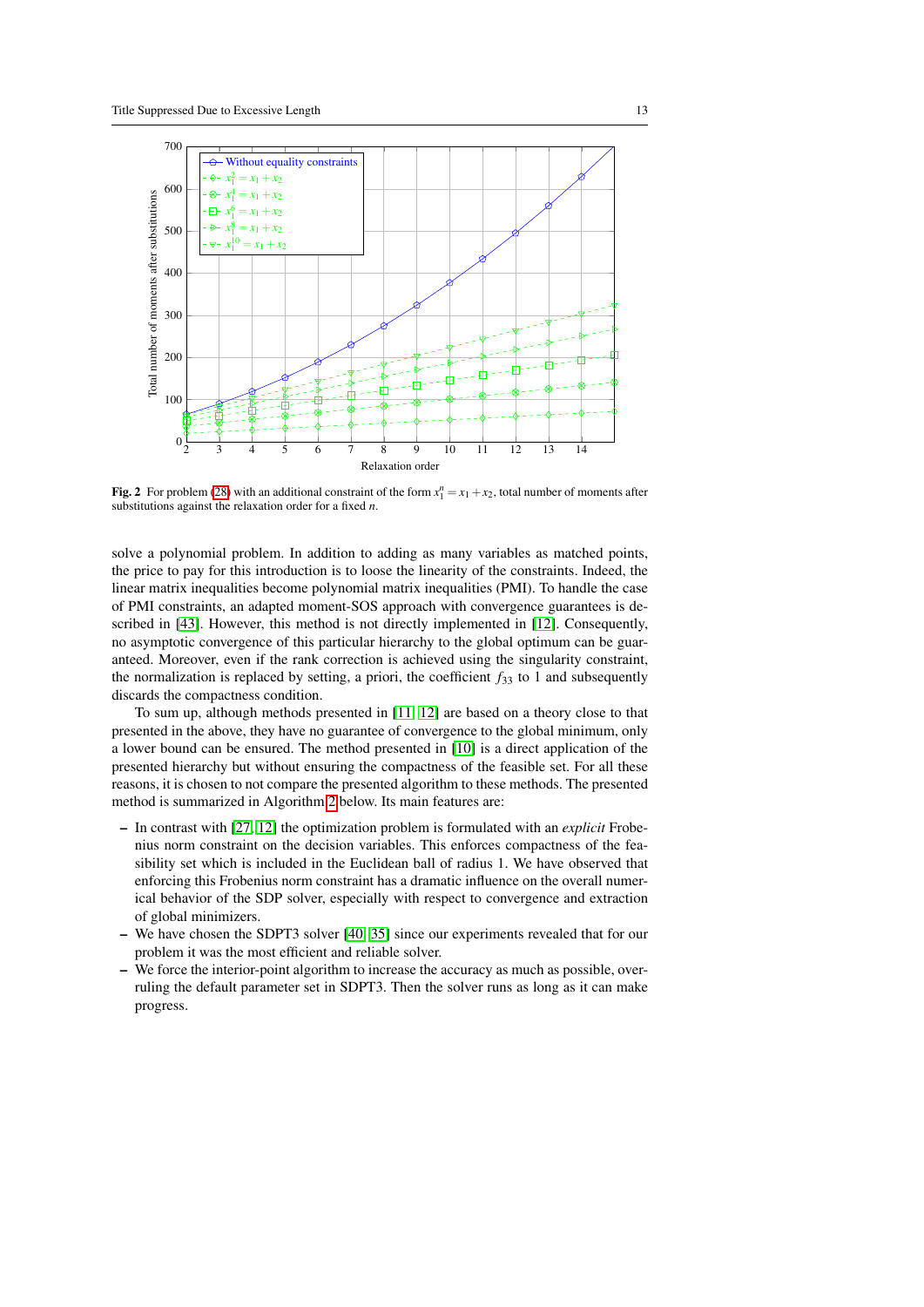**Fig. 2** For problem (28) with an additional constraint of the form $x_1^n = x_1 + x_2$, total number of moments after substitutions against the relaxation order for a fixed $n$.

solve a polynomial problem. In addition to adding as many variables as matched points, the price to pay for this introduction is to loose the linearity of the constraints. Indeed, the linear matrix inequalities become polynomial matrix inequalities (PMI). To handle the case of PMI constraints, an adapted moment-SOS approach with convergence guarantees is described in [43]. However, this method is not directly implemented in [12]. Consequently, no asymptotic convergence of this particular hierarchy to the global optimum can be guaranteed. Moreover, even if the rank correction is achieved using the singularity constraint, the normalization is replaced by setting, a priori, the coefficient $f_{33}$ to 1 and subsequently discards the compactness condition.

To sum up, although methods presented in [11, 12] are based on a theory close to that presented in the above, they have no guarantee of convergence to the global minimum, only a lower bound can be ensured. The method presented in [10] is a direct application of the presented hierarchy but without ensuring the compactness of the feasible set. For all these reasons, it is chosen to not compare the presented algorithm to these methods. The presented method is summarized in Algorithm 2 below. Its main features are:

- In contrast with [27, 12] the optimization problem is formulated with an *explicit* Frobenius norm constraint on the decision variables. This enforces compactness of the feasibility set which is included in the Euclidean ball of radius 1. We have observed that enforcing this Frobenius norm constraint has a dramatic influence on the overall numerical behavior of the SDP solver, especially with respect to convergence and extraction of global minimizers.
- We have chosen the SDPT3 solver [40, 35] since our experiments revealed that for our problem it was the most efficient and reliable solver.
- We force the interior-point algorithm to increase the accuracy as much as possible, overruling the default parameter set in SDPT3. Then the solver runs as long as it can make progress.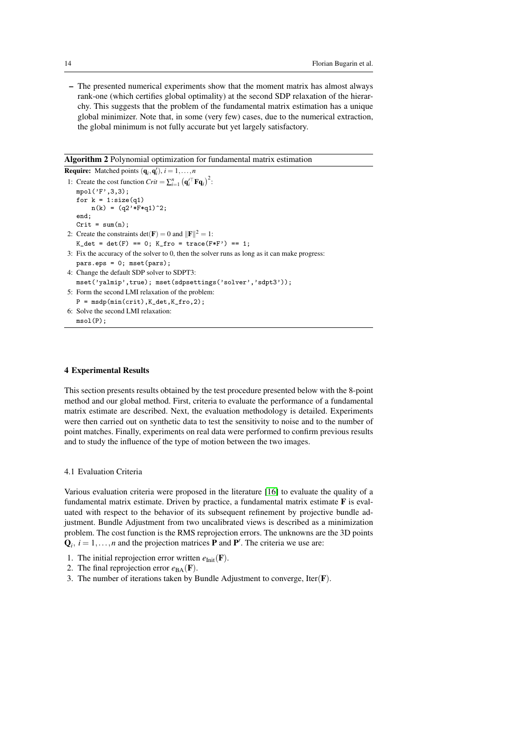– The presented numerical experiments show that the moment matrix has almost always rank-one (which certifies global optimality) at the second SDP relaxation of the hierarchy. This suggests that the problem of the fundamental matrix estimation has a unique global minimizer. Note that, in some (very few) cases, due to the numerical extraction, the global minimum is not fully accurate but yet largely satisfactory.

**Algorithm 2** Polynomial optimization for fundamental matrix estimation

**Require:** Matched points $(\mathbf{q}_i, \mathbf{q}_i')$, $i = 1, \ldots, n$

1: Create the cost function $Crit = \sum_{i=1}^{n} \left(\mathbf{q}_i'^{\top}\mathbf{F}\mathbf{q}_i\right)^2$:
```
mpol('F',3,3);
for k = 1:size(q1)
    n(k) = (q2'*F*q1)^2;
end;
Crit = sum(n);
```
2: Create the constraints $\det(\mathbf{F}) = 0$ and $\|\mathbf{F}\|^2 = 1$:
```
K_det = det(F) == 0; K_fro = trace(F*F') == 1;
```
3: Fix the accuracy of the solver to 0, then the solver runs as long as it can make progress:
```
pars.eps = 0; mset(pars);
```
4: Change the default SDP solver to SDPT3:
```
mset('yalmip',true); mset(sdpsettings('solver','sdpt3'));
```
5: Form the second LMI relaxation of the problem:
```
P = msdp(min(crit),K_det,K_fro,2);
```
6: Solve the second LMI relaxation:
```
msol(P);
```

## 4 Experimental Results

This section presents results obtained by the test procedure presented below with the 8-point method and our global method. First, criteria to evaluate the performance of a fundamental matrix estimate are described. Next, the evaluation methodology is detailed. Experiments were then carried out on synthetic data to test the sensitivity to noise and to the number of point matches. Finally, experiments on real data were performed to confirm previous results and to study the influence of the type of motion between the two images.

### 4.1 Evaluation Criteria

Various evaluation criteria were proposed in the literature [16] to evaluate the quality of a fundamental matrix estimate. Driven by practice, a fundamental matrix estimate $\mathbf{F}$ is evaluated with respect to the behavior of its subsequent refinement by projective bundle adjustment. Bundle Adjustment from two uncalibrated views is described as a minimization problem. The cost function is the RMS reprojection errors. The unknowns are the 3D points $\mathbf{Q}_i$, $i = 1, \ldots, n$ and the projection matrices $\mathbf{P}$ and $\mathbf{P}'$. The criteria we use are:

1. The initial reprojection error written $e_{\text{Init}}(\mathbf{F})$.
2. The final reprojection error $e_{\text{BA}}(\mathbf{F})$.
3. The number of iterations taken by Bundle Adjustment to converge, $\text{Iter}(\mathbf{F})$.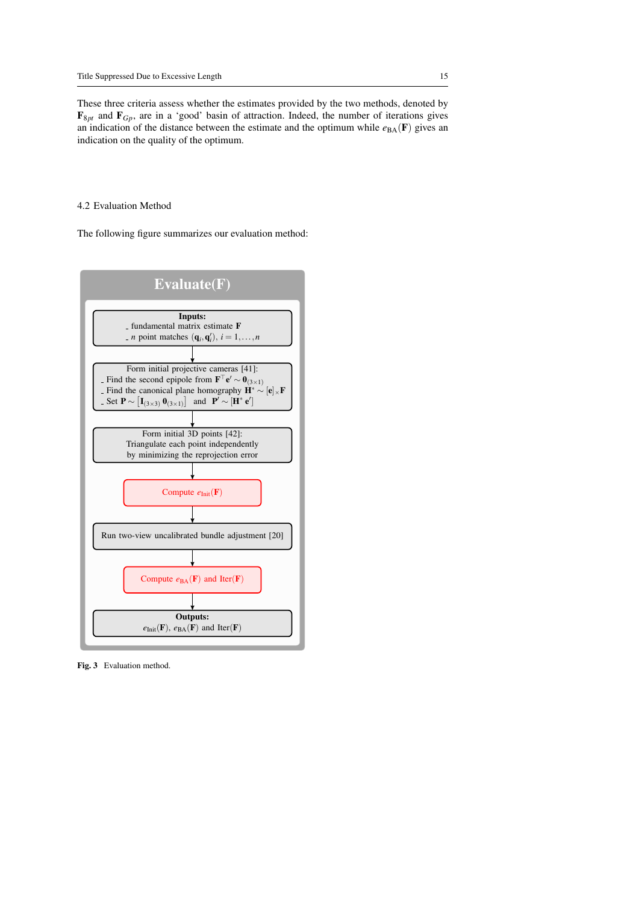These three criteria assess whether the estimates provided by the two methods, denoted by $\mathbf{F}_{8pt}$ and $\mathbf{F}_{Gp}$, are in a 'good' basin of attraction. Indeed, the number of iterations gives an indication of the distance between the estimate and the optimum while $e_{\text{BA}}(\mathbf{F})$ gives an indication on the quality of the optimum.

## 4.2 Evaluation Method

The following figure summarizes our evaluation method:

**Evaluate(F)**

**Inputs:**
- fundamental matrix estimate $\mathbf{F}$
- $n$ point matches $(\mathbf{q}_i, \mathbf{q}'_i)$, $i = 1, \ldots, n$

↓

Form initial projective cameras [41]:
- Find the second epipole from $\mathbf{F}^\top \mathbf{e}' \sim \mathbf{0}_{(3\times 1)}$
- Find the canonical plane homography $\mathbf{H}^* \sim [\mathbf{e}]_\times \mathbf{F}$
- Set $\mathbf{P} \sim [\mathbf{I}_{(3\times 3)}\ \mathbf{0}_{(3\times 1)}]$ and $\mathbf{P}' \sim [\mathbf{H}^*\ \mathbf{e}']$

↓

Form initial 3D points [42]:
Triangulate each point independently by minimizing the reprojection error

↓

Compute $e_{\text{Init}}(\mathbf{F})$

↓

Run two-view uncalibrated bundle adjustment [20]

↓

Compute $e_{\text{BA}}(\mathbf{F})$ and $\text{Iter}(\mathbf{F})$

↓

**Outputs:**
$e_{\text{Init}}(\mathbf{F})$, $e_{\text{BA}}(\mathbf{F})$ and $\text{Iter}(\mathbf{F})$

**Fig. 3** Evaluation method.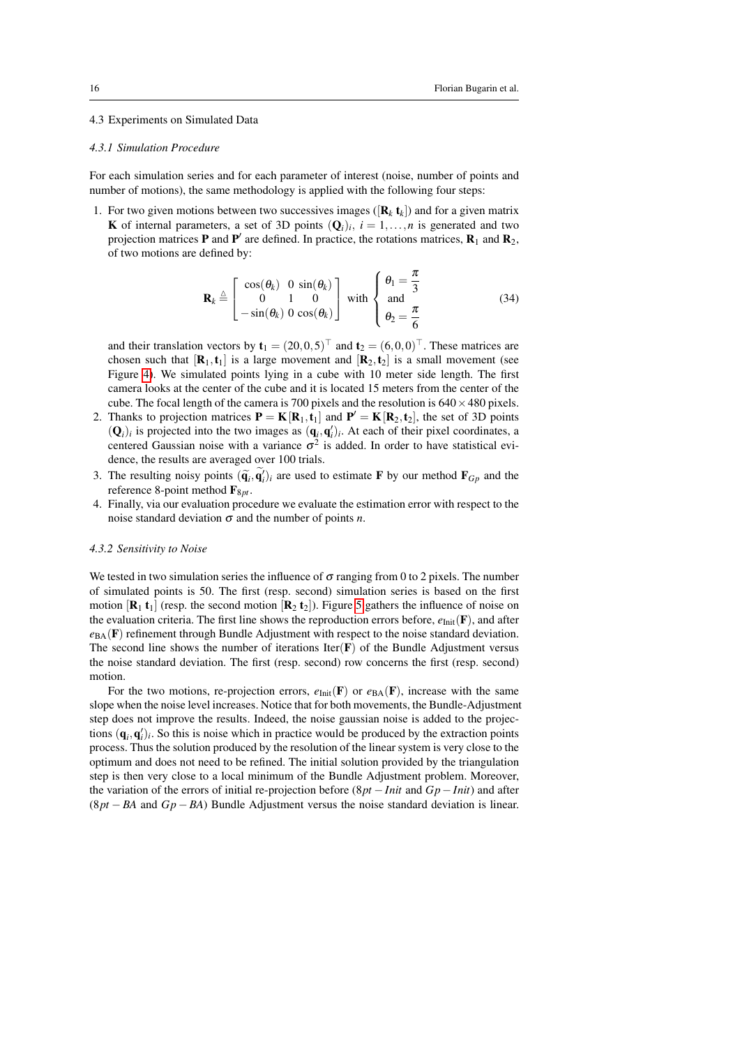### 4.3 Experiments on Simulated Data

#### *4.3.1 Simulation Procedure*

For each simulation series and for each parameter of interest (noise, number of points and number of motions), the same methodology is applied with the following four steps:

1. For two given motions between two successives images ($[\mathbf{R}_k\ \mathbf{t}_k]$) and for a given matrix $\mathbf{K}$ of internal parameters, a set of 3D points $(\mathbf{Q}_i)_i,\ i = 1,\ldots,n$ is generated and two projection matrices $\mathbf{P}$ and $\mathbf{P}'$ are defined. In practice, the rotations matrices, $\mathbf{R}_1$ and $\mathbf{R}_2$, of two motions are defined by:

$$\mathbf{R}_k \triangleq \begin{bmatrix} \cos(\theta_k) & 0 & \sin(\theta_k) \\ 0 & 1 & 0 \\ -\sin(\theta_k) & 0 & \cos(\theta_k) \end{bmatrix} \text{ with } \begin{cases} \theta_1 = \dfrac{\pi}{3} \\ \text{and} \\ \theta_2 = \dfrac{\pi}{6} \end{cases} \tag{34}$$

   and their translation vectors by $\mathbf{t}_1 = (20,0,5)^\top$ and $\mathbf{t}_2 = (6,0,0)^\top$. These matrices are chosen such that $[\mathbf{R}_1,\mathbf{t}_1]$ is a large movement and $[\mathbf{R}_2,\mathbf{t}_2]$ is a small movement (see Figure 4). We simulated points lying in a cube with 10 meter side length. The first camera looks at the center of the cube and it is located 15 meters from the center of the cube. The focal length of the camera is 700 pixels and the resolution is $640\times480$ pixels.
2. Thanks to projection matrices $\mathbf{P} = \mathbf{K}[\mathbf{R}_1,\mathbf{t}_1]$ and $\mathbf{P}' = \mathbf{K}[\mathbf{R}_2,\mathbf{t}_2]$, the set of 3D points $(\mathbf{Q}_i)_i$ is projected into the two images as $(\mathbf{q}_i,\mathbf{q}'_i)_i$. At each of their pixel coordinates, a centered Gaussian noise with a variance $\sigma^2$ is added. In order to have statistical evidence, the results are averaged over 100 trials.
3. The resulting noisy points $(\widetilde{\mathbf{q}}_i,\widetilde{\mathbf{q}}'_i)_i$ are used to estimate $\mathbf{F}$ by our method $\mathbf{F}_{Gp}$ and the reference 8-point method $\mathbf{F}_{8pt}$.
4. Finally, via our evaluation procedure we evaluate the estimation error with respect to the noise standard deviation $\sigma$ and the number of points $n$.

#### *4.3.2 Sensitivity to Noise*

We tested in two simulation series the influence of $\sigma$ ranging from 0 to 2 pixels. The number of simulated points is 50. The first (resp. second) simulation series is based on the first motion $[\mathbf{R}_1\ \mathbf{t}_1]$ (resp. the second motion $[\mathbf{R}_2\ \mathbf{t}_2]$). Figure 5 gathers the influence of noise on the evaluation criteria. The first line shows the reproduction errors before, $e_{\text{Init}}(\mathbf{F})$, and after $e_{\text{BA}}(\mathbf{F})$ refinement through Bundle Adjustment with respect to the noise standard deviation. The second line shows the number of iterations $\text{Iter}(\mathbf{F})$ of the Bundle Adjustment versus the noise standard deviation. The first (resp. second) row concerns the first (resp. second) motion.

For the two motions, re-projection errors, $e_{\text{Init}}(\mathbf{F})$ or $e_{\text{BA}}(\mathbf{F})$, increase with the same slope when the noise level increases. Notice that for both movements, the Bundle-Adjustment step does not improve the results. Indeed, the noise gaussian noise is added to the projections $(\mathbf{q}_i,\mathbf{q}'_i)_i$. So this is noise which in practice would be produced by the extraction points process. Thus the solution produced by the resolution of the linear system is very close to the optimum and does not need to be refined. The initial solution provided by the triangulation step is then very close to a local minimum of the Bundle Adjustment problem. Moreover, the variation of the errors of initial re-projection before ($8pt-Init$ and $Gp-Init$) and after ($8pt-BA$ and $Gp-BA$) Bundle Adjustment versus the noise standard deviation is linear.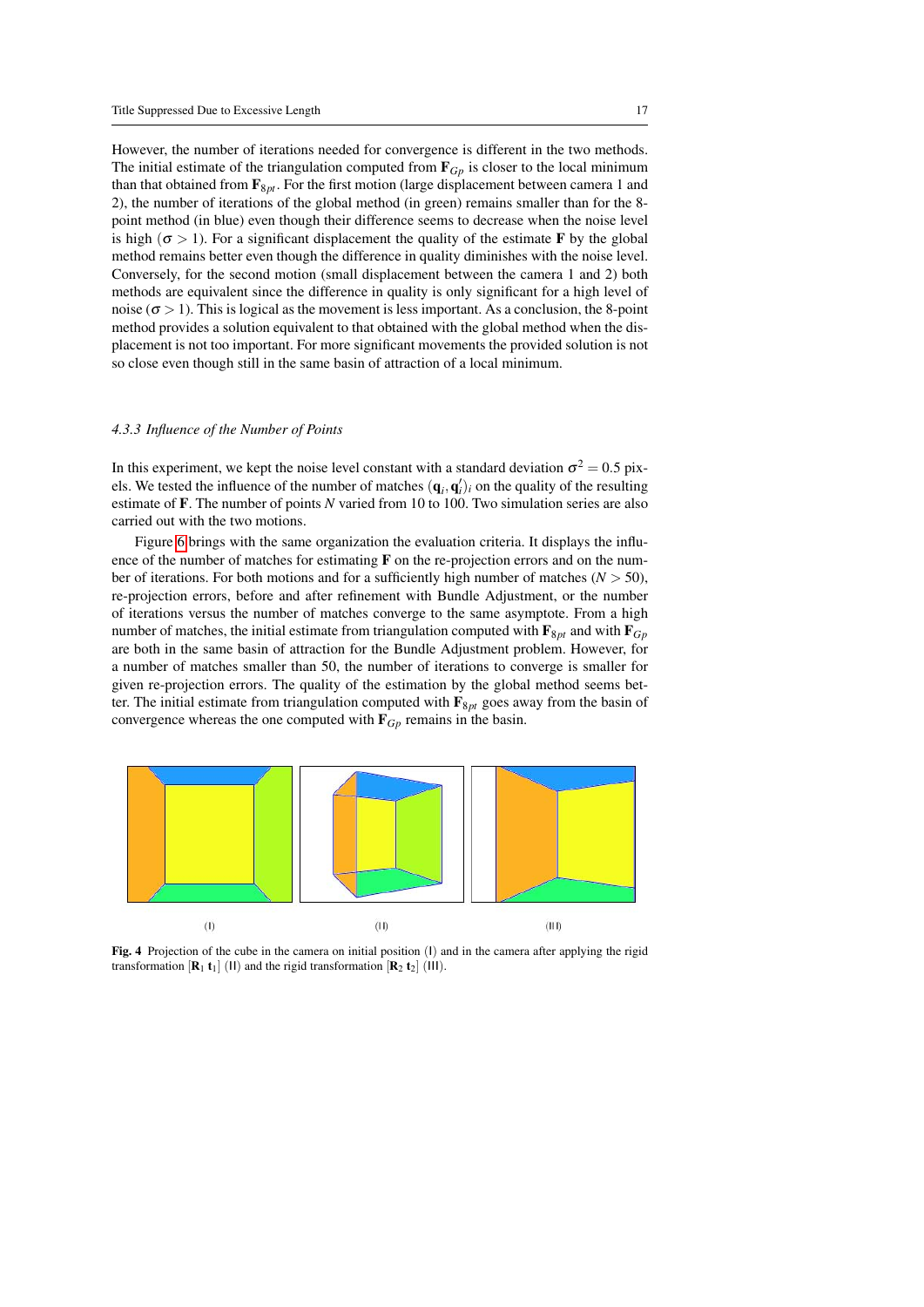However, the number of iterations needed for convergence is different in the two methods. The initial estimate of the triangulation computed from $\mathbf{F}_{Gp}$ is closer to the local minimum than that obtained from $\mathbf{F}_{8pt}$. For the first motion (large displacement between camera 1 and 2), the number of iterations of the global method (in green) remains smaller than for the 8-point method (in blue) even though their difference seems to decrease when the noise level is high ($\sigma > 1$). For a significant displacement the quality of the estimate $\mathbf{F}$ by the global method remains better even though the difference in quality diminishes with the noise level. Conversely, for the second motion (small displacement between the camera 1 and 2) both methods are equivalent since the difference in quality is only significant for a high level of noise ($\sigma > 1$). This is logical as the movement is less important. As a conclusion, the 8-point method provides a solution equivalent to that obtained with the global method when the displacement is not too important. For more significant movements the provided solution is not so close even though still in the same basin of attraction of a local minimum.

#### *4.3.3 Influence of the Number of Points*

In this experiment, we kept the noise level constant with a standard deviation $\sigma^2 = 0.5$ pixels. We tested the influence of the number of matches $(\mathbf{q}_i, \mathbf{q}'_i)_i$ on the quality of the resulting estimate of $\mathbf{F}$. The number of points $N$ varied from 10 to 100. Two simulation series are also carried out with the two motions.

Figure 6 brings with the same organization the evaluation criteria. It displays the influence of the number of matches for estimating $\mathbf{F}$ on the re-projection errors and on the number of iterations. For both motions and for a sufficiently high number of matches ($N > 50$), re-projection errors, before and after refinement with Bundle Adjustment, or the number of iterations versus the number of matches converge to the same asymptote. From a high number of matches, the initial estimate from triangulation computed with $\mathbf{F}_{8pt}$ and with $\mathbf{F}_{Gp}$ are both in the same basin of attraction for the Bundle Adjustment problem. However, for a number of matches smaller than 50, the number of iterations to converge is smaller for given re-projection errors. The quality of the estimation by the global method seems better. The initial estimate from triangulation computed with $\mathbf{F}_{8pt}$ goes away from the basin of convergence whereas the one computed with $\mathbf{F}_{Gp}$ remains in the basin.

(I) (II) (III)

**Fig. 4** Projection of the cube in the camera on initial position (I) and in the camera after applying the rigid transformation $[\mathbf{R}_1\ \mathbf{t}_1]$ (II) and the rigid transformation $[\mathbf{R}_2\ \mathbf{t}_2]$ (III).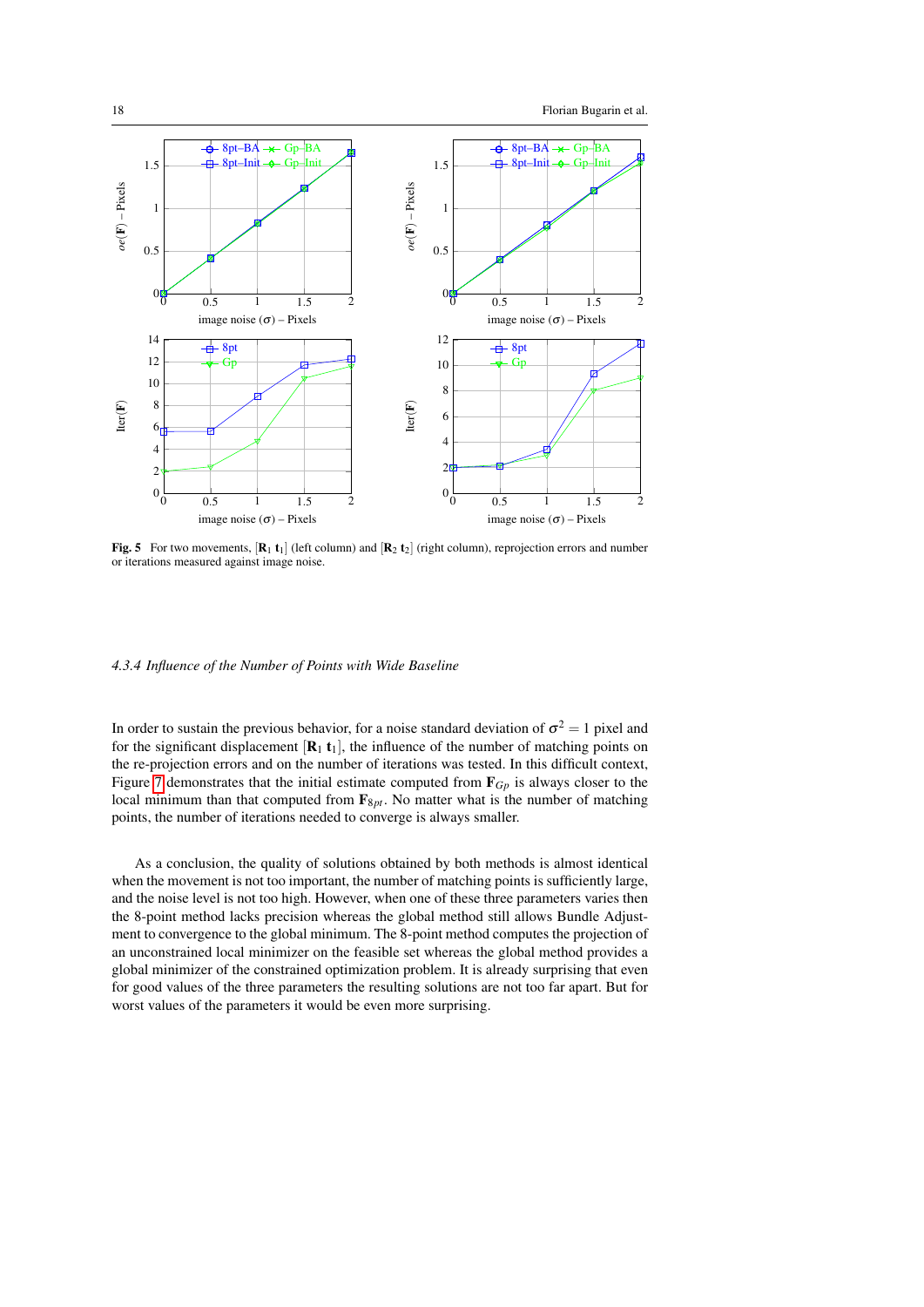**Fig. 5** For two movements, $[\mathbf{R}_1\ \mathbf{t}_1]$ (left column) and $[\mathbf{R}_2\ \mathbf{t}_2]$ (right column), reprojection errors and number or iterations measured against image noise.

#### *4.3.4 Influence of the Number of Points with Wide Baseline*

In order to sustain the previous behavior, for a noise standard deviation of $\sigma^2 = 1$ pixel and for the significant displacement $[\mathbf{R}_1\ \mathbf{t}_1]$, the influence of the number of matching points on the re-projection errors and on the number of iterations was tested. In this difficult context, Figure 7 demonstrates that the initial estimate computed from $\mathbf{F}_{Gp}$ is always closer to the local minimum than that computed from $\mathbf{F}_{8pt}$. No matter what is the number of matching points, the number of iterations needed to converge is always smaller.

As a conclusion, the quality of solutions obtained by both methods is almost identical when the movement is not too important, the number of matching points is sufficiently large, and the noise level is not too high. However, when one of these three parameters varies then the 8-point method lacks precision whereas the global method still allows Bundle Adjustment to convergence to the global minimum. The 8-point method computes the projection of an unconstrained local minimizer on the feasible set whereas the global method provides a global minimizer of the constrained optimization problem. It is already surprising that even for good values of the three parameters the resulting solutions are not too far apart. But for worst values of the parameters it would be even more surprising.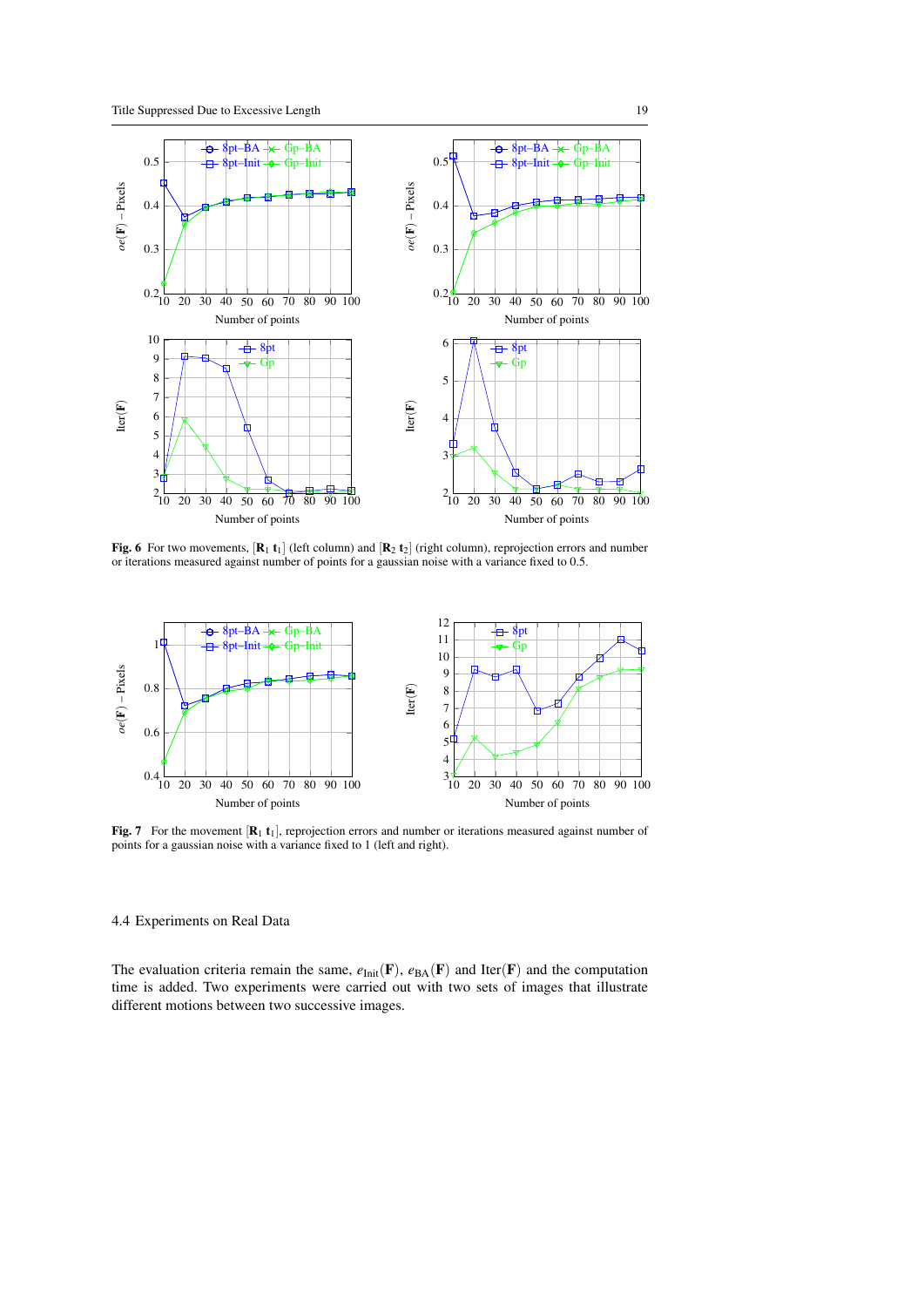**Fig. 6** For two movements, $[\mathbf{R}_1\ \mathbf{t}_1]$ (left column) and $[\mathbf{R}_2\ \mathbf{t}_2]$ (right column), reprojection errors and number or iterations measured against number of points for a gaussian noise with a variance fixed to 0.5.

**Fig. 7** For the movement $[\mathbf{R}_1\ \mathbf{t}_1]$, reprojection errors and number or iterations measured against number of points for a gaussian noise with a variance fixed to 1 (left and right).

### 4.4 Experiments on Real Data

The evaluation criteria remain the same, $e_{\text{Init}}(\mathbf{F})$, $e_{\text{BA}}(\mathbf{F})$ and $\text{Iter}(\mathbf{F})$ and the computation time is added. Two experiments were carried out with two sets of images that illustrate different motions between two successive images.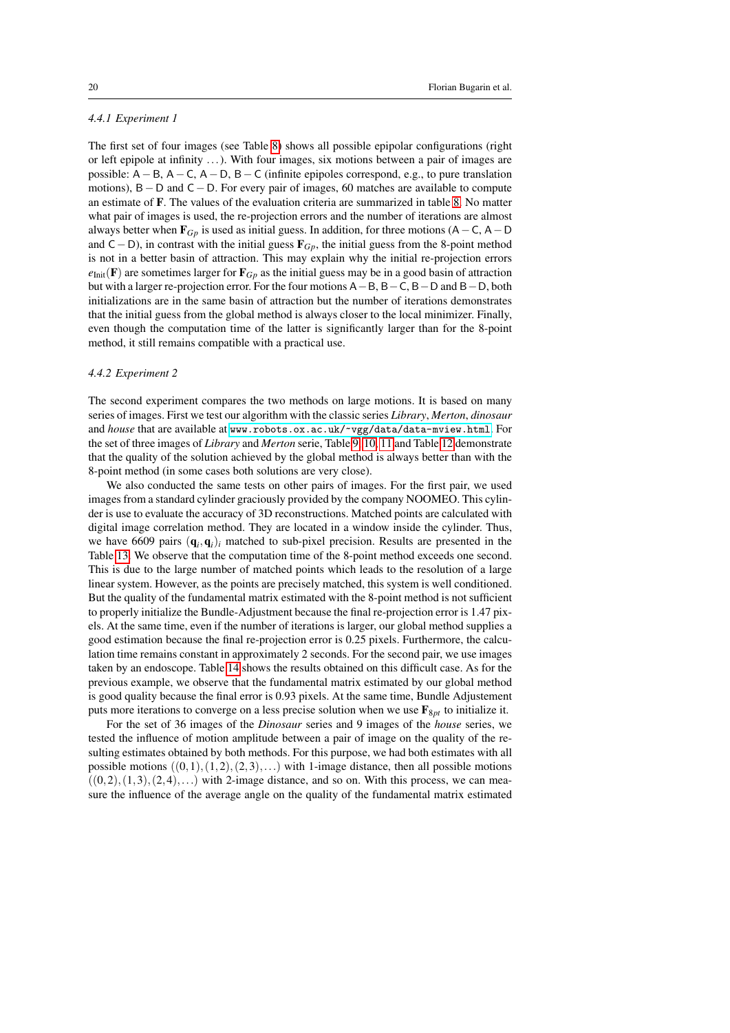#### 4.4.1 Experiment 1

The first set of four images (see Table 8) shows all possible epipolar configurations (right or left epipole at infinity ...). With four images, six motions between a pair of images are possible: $\mathsf{A}-\mathsf{B}$, $\mathsf{A}-\mathsf{C}$, $\mathsf{A}-\mathsf{D}$, $\mathsf{B}-\mathsf{C}$ (infinite epipoles correspond, e.g., to pure translation motions), $\mathsf{B}-\mathsf{D}$ and $\mathsf{C}-\mathsf{D}$. For every pair of images, 60 matches are available to compute an estimate of $\mathbf{F}$. The values of the evaluation criteria are summarized in table 8. No matter what pair of images is used, the re-projection errors and the number of iterations are almost always better when $\mathbf{F}_{Gp}$ is used as initial guess. In addition, for three motions ($\mathsf{A}-\mathsf{C}$, $\mathsf{A}-\mathsf{D}$ and $\mathsf{C}-\mathsf{D}$), in contrast with the initial guess $\mathbf{F}_{Gp}$, the initial guess from the 8-point method is not in a better basin of attraction. This may explain why the initial re-projection errors $e_{\text{Init}}(\mathbf{F})$ are sometimes larger for $\mathbf{F}_{Gp}$ as the initial guess may be in a good basin of attraction but with a larger re-projection error. For the four motions $\mathsf{A}-\mathsf{B}$, $\mathsf{B}-\mathsf{C}$, $\mathsf{B}-\mathsf{D}$ and $\mathsf{B}-\mathsf{D}$, both initializations are in the same basin of attraction but the number of iterations demonstrates that the initial guess from the global method is always closer to the local minimizer. Finally, even though the computation time of the latter is significantly larger than for the 8-point method, it still remains compatible with a practical use.

#### 4.4.2 Experiment 2

The second experiment compares the two methods on large motions. It is based on many series of images. First we test our algorithm with the classic series *Library*, *Merton*, *dinosaur* and *house* that are available at `www.robots.ox.ac.uk/~vgg/data/data-mview.html`. For the set of three images of *Library* and *Merton* serie, Table 9, 10, 11 and Table 12 demonstrate that the quality of the solution achieved by the global method is always better than with the 8-point method (in some cases both solutions are very close).

We also conducted the same tests on other pairs of images. For the first pair, we used images from a standard cylinder graciously provided by the company NOOMEO. This cylinder is use to evaluate the accuracy of 3D reconstructions. Matched points are calculated with digital image correlation method. They are located in a window inside the cylinder. Thus, we have 6609 pairs $(\mathbf{q}_i, \mathbf{q}_i)_i$ matched to sub-pixel precision. Results are presented in the Table 13. We observe that the computation time of the 8-point method exceeds one second. This is due to the large number of matched points which leads to the resolution of a large linear system. However, as the points are precisely matched, this system is well conditioned. But the quality of the fundamental matrix estimated with the 8-point method is not sufficient to properly initialize the Bundle-Adjustment because the final re-projection error is 1.47 pixels. At the same time, even if the number of iterations is larger, our global method supplies a good estimation because the final re-projection error is 0.25 pixels. Furthermore, the calculation time remains constant in approximately 2 seconds. For the second pair, we use images taken by an endoscope. Table 14 shows the results obtained on this difficult case. As for the previous example, we observe that the fundamental matrix estimated by our global method is good quality because the final error is 0.93 pixels. At the same time, Bundle Adjustement puts more iterations to converge on a less precise solution when we use $\mathbf{F}_{8pt}$ to initialize it.

For the set of 36 images of the *Dinosaur* series and 9 images of the *house* series, we tested the influence of motion amplitude between a pair of image on the quality of the resulting estimates obtained by both methods. For this purpose, we had both estimates with all possible motions $((0,1),(1,2),(2,3),\ldots)$ with 1-image distance, then all possible motions $((0,2),(1,3),(2,4),\ldots)$ with 2-image distance, and so on. With this process, we can measure the influence of the average angle on the quality of the fundamental matrix estimated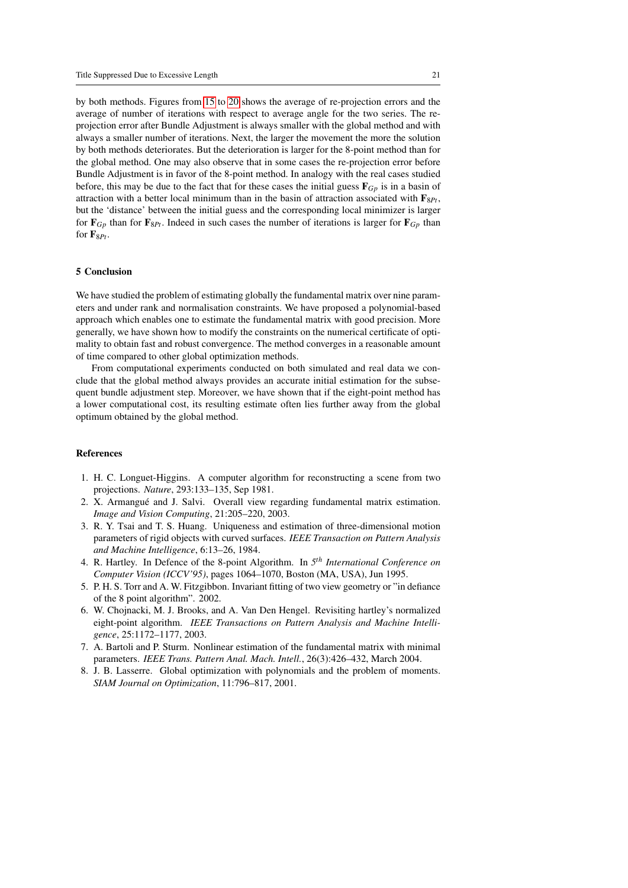by both methods. Figures from 15 to 20 shows the average of re-projection errors and the average of number of iterations with respect to average angle for the two series. The re-projection error after Bundle Adjustment is always smaller with the global method and with always a smaller number of iterations. Next, the larger the movement the more the solution by both methods deteriorates. But the deterioration is larger for the 8-point method than for the global method. One may also observe that in some cases the re-projection error before Bundle Adjustment is in favor of the 8-point method. In analogy with the real cases studied before, this may be due to the fact that for these cases the initial guess $\mathbf{F}_{Gp}$ is in a basin of attraction with a better local minimum than in the basin of attraction associated with $\mathbf{F}_{8Pt}$, but the 'distance' between the initial guess and the corresponding local minimizer is larger for $\mathbf{F}_{Gp}$ than for $\mathbf{F}_{8Pt}$. Indeed in such cases the number of iterations is larger for $\mathbf{F}_{Gp}$ than for $\mathbf{F}_{8Pt}$.

## 5 Conclusion

We have studied the problem of estimating globally the fundamental matrix over nine parameters and under rank and normalisation constraints. We have proposed a polynomial-based approach which enables one to estimate the fundamental matrix with good precision. More generally, we have shown how to modify the constraints on the numerical certificate of optimality to obtain fast and robust convergence. The method converges in a reasonable amount of time compared to other global optimization methods.

From computational experiments conducted on both simulated and real data we conclude that the global method always provides an accurate initial estimation for the subsequent bundle adjustment step. Moreover, we have shown that if the eight-point method has a lower computational cost, its resulting estimate often lies further away from the global optimum obtained by the global method.

## References

1. H. C. Longuet-Higgins. A computer algorithm for reconstructing a scene from two projections. *Nature*, 293:133–135, Sep 1981.
2. X. Armangué and J. Salvi. Overall view regarding fundamental matrix estimation. *Image and Vision Computing*, 21:205–220, 2003.
3. R. Y. Tsai and T. S. Huang. Uniqueness and estimation of three-dimensional motion parameters of rigid objects with curved surfaces. *IEEE Transaction on Pattern Analysis and Machine Intelligence*, 6:13–26, 1984.
4. R. Hartley. In Defence of the 8-point Algorithm. In *5$^{th}$ International Conference on Computer Vision (ICCV'95)*, pages 1064–1070, Boston (MA, USA), Jun 1995.
5. P. H. S. Torr and A. W. Fitzgibbon. Invariant fitting of two view geometry or "in defiance of the 8 point algorithm". 2002.
6. W. Chojnacki, M. J. Brooks, and A. Van Den Hengel. Revisiting hartley's normalized eight-point algorithm. *IEEE Transactions on Pattern Analysis and Machine Intelligence*, 25:1172–1177, 2003.
7. A. Bartoli and P. Sturm. Nonlinear estimation of the fundamental matrix with minimal parameters. *IEEE Trans. Pattern Anal. Mach. Intell.*, 26(3):426–432, March 2004.
8. J. B. Lasserre. Global optimization with polynomials and the problem of moments. *SIAM Journal on Optimization*, 11:796–817, 2001.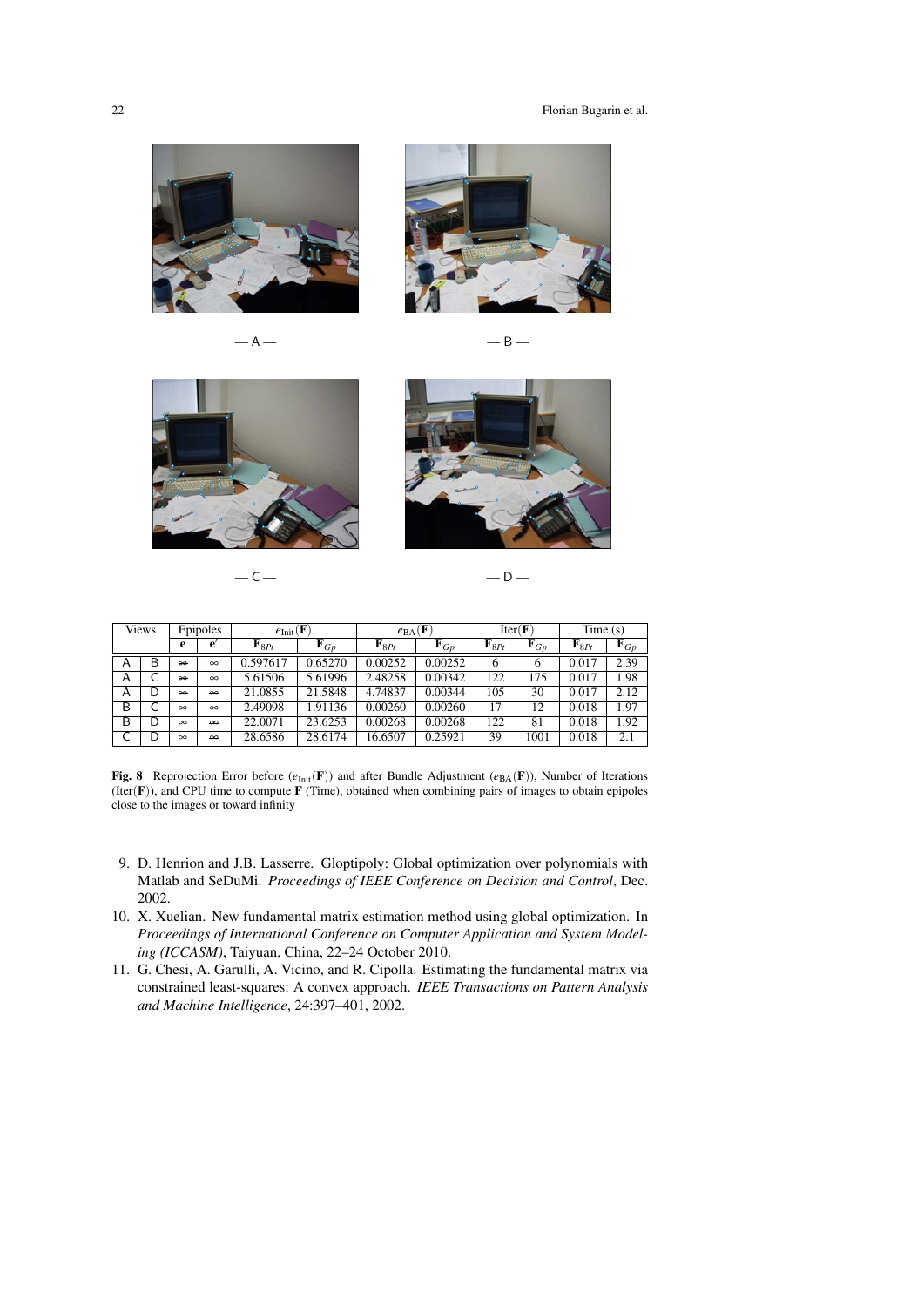— A —

— B —

— C —

— D —

| Views | | Epipoles | | $e_{\text{Init}}(\mathbf{F})$ | | $e_{\text{BA}}(\mathbf{F})$ | | Iter($\mathbf{F}$) | | Time (s) | |
|---|---|---|---|---|---|---|---|---|---|---|---|
| | | $\mathbf{e}$ | $\mathbf{e}'$ | $\mathbf{F}_{8Pt}$ | $\mathbf{F}_{Gp}$ | $\mathbf{F}_{8Pt}$ | $\mathbf{F}_{Gp}$ | $\mathbf{F}_{8Pt}$ | $\mathbf{F}_{Gp}$ | $\mathbf{F}_{8Pt}$ | $\mathbf{F}_{Gp}$ |
| A | B | $\infty$ | $\infty$ | 0.597617 | 0.65270 | 0.00252 | 0.00252 | 6 | 6 | 0.017 | 2.39 |
| A | C | $\infty$ | $\infty$ | 5.61506 | 5.61996 | 2.48258 | 0.00342 | 122 | 175 | 0.017 | 1.98 |
| A | D | $\infty$ | $\infty$ | 21.0855 | 21.5848 | 4.74837 | 0.00344 | 105 | 30 | 0.017 | 2.12 |
| B | C | $\infty$ | $\infty$ | 2.49098 | 1.91136 | 0.00260 | 0.00260 | 17 | 12 | 0.018 | 1.97 |
| B | D | $\infty$ | $\infty$ | 22.0071 | 23.6253 | 0.00268 | 0.00268 | 122 | 81 | 0.018 | 1.92 |
| C | D | $\infty$ | $\infty$ | 28.6586 | 28.6174 | 16.6507 | 0.25921 | 39 | 1001 | 0.018 | 2.1 |

**Fig. 8** Reprojection Error before ($e_{\text{Init}}(\mathbf{F})$) and after Bundle Adjustment ($e_{\text{BA}}(\mathbf{F})$), Number of Iterations (Iter($\mathbf{F}$)), and CPU time to compute $\mathbf{F}$ (Time), obtained when combining pairs of images to obtain epipoles close to the images or toward infinity

9. D. Henrion and J.B. Lasserre. Gloptipoly: Global optimization over polynomials with Matlab and SeDuMi. *Proceedings of IEEE Conference on Decision and Control*, Dec. 2002.
10. X. Xuelian. New fundamental matrix estimation method using global optimization. In *Proceedings of International Conference on Computer Application and System Modeling (ICCASM)*, Taiyuan, China, 22–24 October 2010.
11. G. Chesi, A. Garulli, A. Vicino, and R. Cipolla. Estimating the fundamental matrix via constrained least-squares: A convex approach. *IEEE Transactions on Pattern Analysis and Machine Intelligence*, 24:397–401, 2002.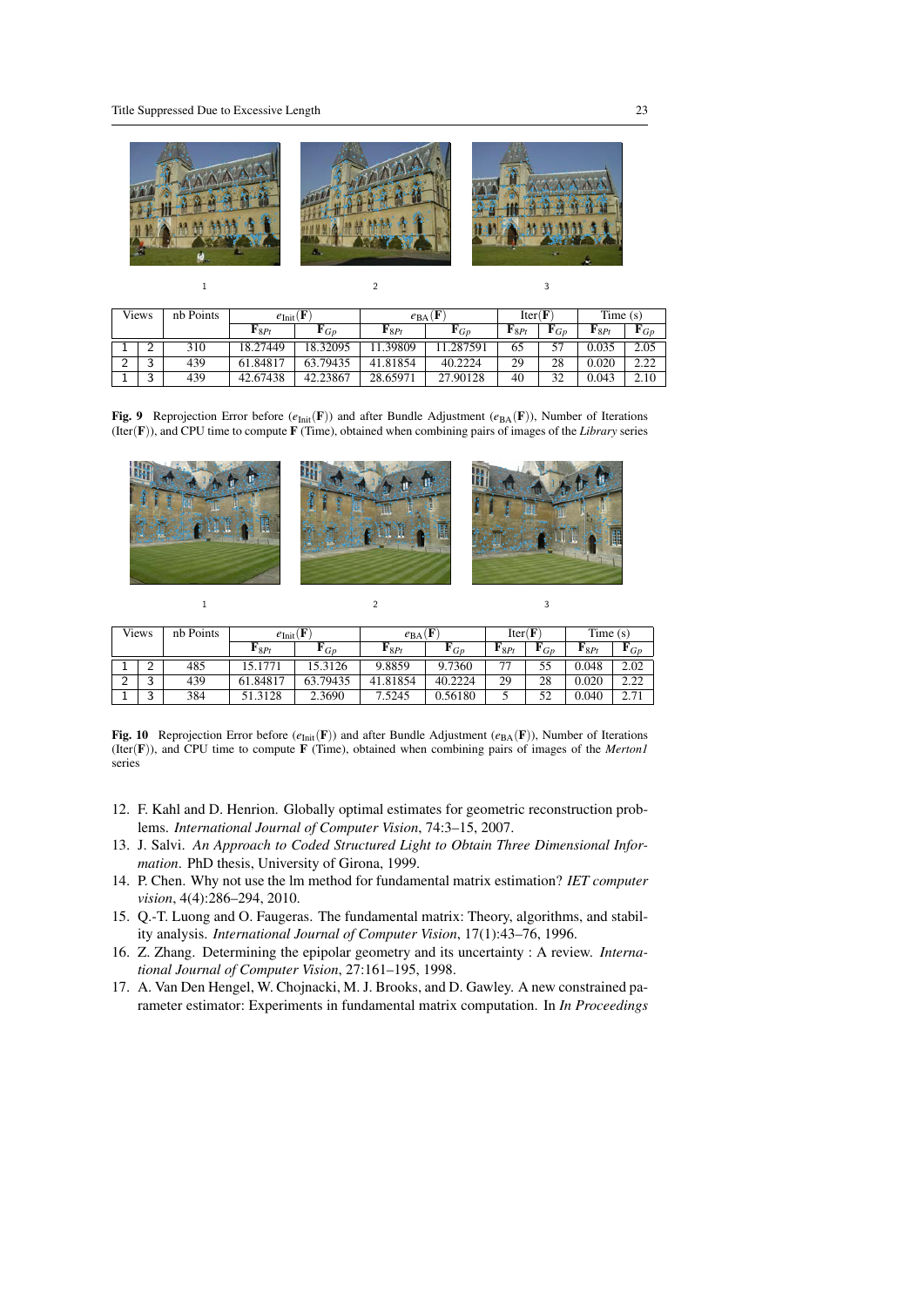1 2 3

| Views | | nb Points | $e_{\text{Init}}(\mathbf{F})$ | | $e_{\text{BA}}(\mathbf{F})$ | | Iter($\mathbf{F}$) | | Time (s) | |
|---|---|---|---|---|---|---|---|---|---|---|
| | | | $\mathbf{F}_{8Pt}$ | $\mathbf{F}_{Gp}$ | $\mathbf{F}_{8Pt}$ | $\mathbf{F}_{Gp}$ | $\mathbf{F}_{8Pt}$ | $\mathbf{F}_{Gp}$ | $\mathbf{F}_{8Pt}$ | $\mathbf{F}_{Gp}$ |
| 1 | 2 | 310 | 18.27449 | 18.32095 | 11.39809 | 11.287591 | 65 | 57 | 0.035 | 2.05 |
| 2 | 3 | 439 | 61.84817 | 63.79435 | 41.81854 | 40.2224 | 29 | 28 | 0.020 | 2.22 |
| 1 | 3 | 439 | 42.67438 | 42.23867 | 28.65971 | 27.90128 | 40 | 32 | 0.043 | 2.10 |

**Fig. 9** Reprojection Error before ($e_{\text{Init}}(\mathbf{F})$) and after Bundle Adjustment ($e_{\text{BA}}(\mathbf{F})$), Number of Iterations (Iter($\mathbf{F}$)), and CPU time to compute $\mathbf{F}$ (Time), obtained when combining pairs of images of the *Library* series

1 2 3

| Views | | nb Points | $e_{\text{Init}}(\mathbf{F})$ | | $e_{\text{BA}}(\mathbf{F})$ | | Iter($\mathbf{F}$) | | Time (s) | |
|---|---|---|---|---|---|---|---|---|---|---|
| | | | $\mathbf{F}_{8Pt}$ | $\mathbf{F}_{Gp}$ | $\mathbf{F}_{8Pt}$ | $\mathbf{F}_{Gp}$ | $\mathbf{F}_{8Pt}$ | $\mathbf{F}_{Gp}$ | $\mathbf{F}_{8Pt}$ | $\mathbf{F}_{Gp}$ |
| 1 | 2 | 485 | 15.1771 | 15.3126 | 9.8859 | 9.7360 | 77 | 55 | 0.048 | 2.02 |
| 2 | 3 | 439 | 61.84817 | 63.79435 | 41.81854 | 40.2224 | 29 | 28 | 0.020 | 2.22 |
| 1 | 3 | 384 | 51.3128 | 2.3690 | 7.5245 | 0.56180 | 5 | 52 | 0.040 | 2.71 |

**Fig. 10** Reprojection Error before ($e_{\text{Init}}(\mathbf{F})$) and after Bundle Adjustment ($e_{\text{BA}}(\mathbf{F})$), Number of Iterations (Iter($\mathbf{F}$)), and CPU time to compute $\mathbf{F}$ (Time), obtained when combining pairs of images of the *Merton1* series

12. F. Kahl and D. Henrion. Globally optimal estimates for geometric reconstruction problems. *International Journal of Computer Vision*, 74:3–15, 2007.
13. J. Salvi. *An Approach to Coded Structured Light to Obtain Three Dimensional Information*. PhD thesis, University of Girona, 1999.
14. P. Chen. Why not use the lm method for fundamental matrix estimation? *IET computer vision*, 4(4):286–294, 2010.
15. Q.-T. Luong and O. Faugeras. The fundamental matrix: Theory, algorithms, and stability analysis. *International Journal of Computer Vision*, 17(1):43–76, 1996.
16. Z. Zhang. Determining the epipolar geometry and its uncertainty : A review. *International Journal of Computer Vision*, 27:161–195, 1998.
17. A. Van Den Hengel, W. Chojnacki, M. J. Brooks, and D. Gawley. A new constrained parameter estimator: Experiments in fundamental matrix computation. In *In Proceedings*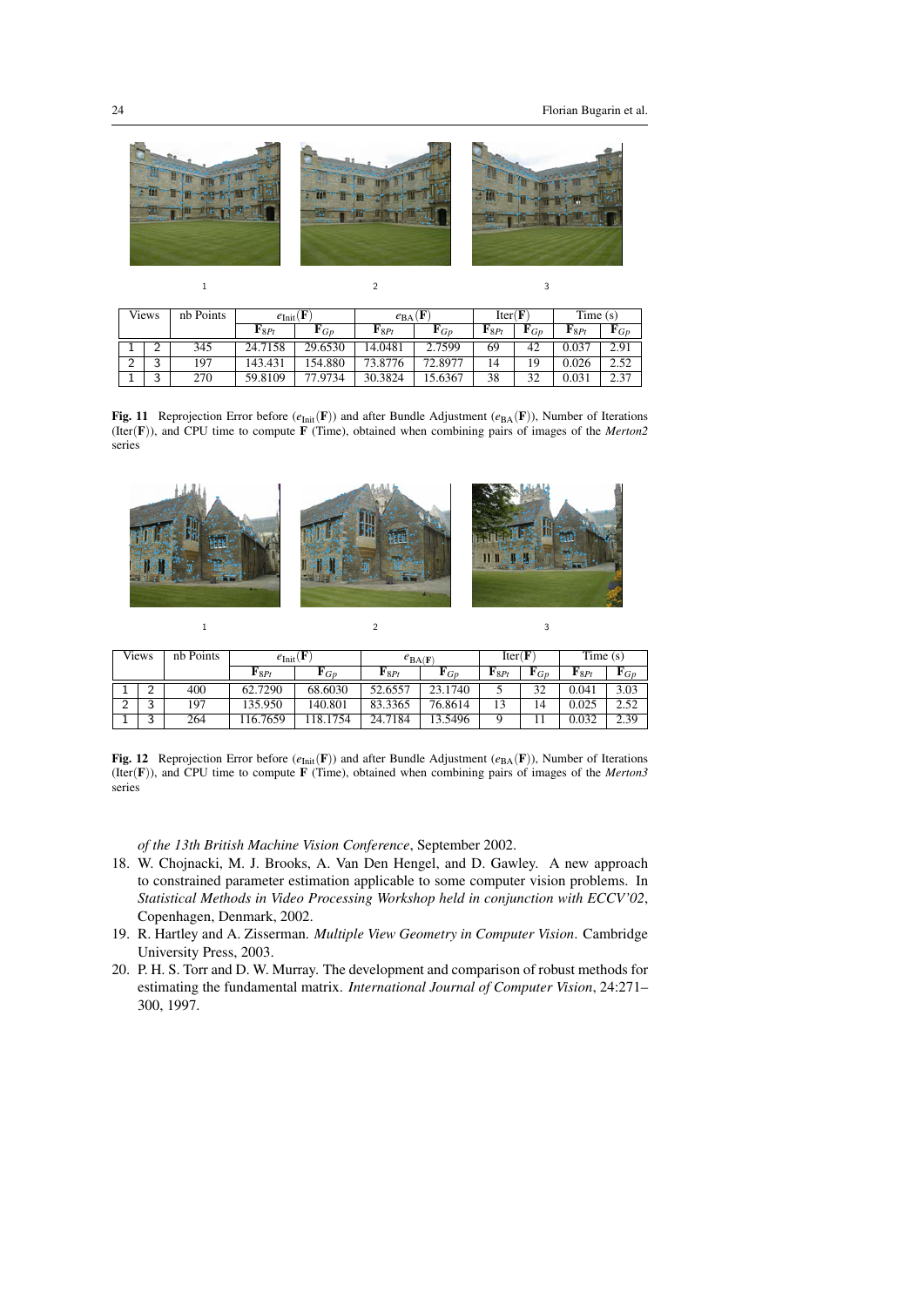1 2 3

| Views | | nb Points | $e_{\text{Init}}(\mathbf{F})$ | | $e_{\text{BA}}(\mathbf{F})$ | | Iter($\mathbf{F}$) | | Time (s) | |
|---|---|---|---|---|---|---|---|---|---|---|
| | | | $\mathbf{F}_{8Pt}$ | $\mathbf{F}_{Gp}$ | $\mathbf{F}_{8Pt}$ | $\mathbf{F}_{Gp}$ | $\mathbf{F}_{8Pt}$ | $\mathbf{F}_{Gp}$ | $\mathbf{F}_{8Pt}$ | $\mathbf{F}_{Gp}$ |
| 1 | 2 | 345 | 24.7158 | 29.6530 | 14.0481 | 2.7599 | 69 | 42 | 0.037 | 2.91 |
| 2 | 3 | 197 | 143.431 | 154.880 | 73.8776 | 72.8977 | 14 | 19 | 0.026 | 2.52 |
| 1 | 3 | 270 | 59.8109 | 77.9734 | 30.3824 | 15.6367 | 38 | 32 | 0.031 | 2.37 |

**Fig. 11** Reprojection Error before ($e_{\text{Init}}(\mathbf{F})$) and after Bundle Adjustment ($e_{\text{BA}}(\mathbf{F})$), Number of Iterations (Iter($\mathbf{F}$)), and CPU time to compute $\mathbf{F}$ (Time), obtained when combining pairs of images of the *Merton2* series

1 2 3

| Views | | nb Points | $e_{\text{Init}}(\mathbf{F})$ | | $e_{\text{BA}(\mathbf{F})}$ | | Iter($\mathbf{F}$) | | Time (s) | |
|---|---|---|---|---|---|---|---|---|---|---|
| | | | $\mathbf{F}_{8Pt}$ | $\mathbf{F}_{Gp}$ | $\mathbf{F}_{8Pt}$ | $\mathbf{F}_{Gp}$ | $\mathbf{F}_{8Pt}$ | $\mathbf{F}_{Gp}$ | $\mathbf{F}_{8Pt}$ | $\mathbf{F}_{Gp}$ |
| 1 | 2 | 400 | 62.7290 | 68.6030 | 52.6557 | 23.1740 | 5 | 32 | 0.041 | 3.03 |
| 2 | 3 | 197 | 135.950 | 140.801 | 83.3365 | 76.8614 | 13 | 14 | 0.025 | 2.52 |
| 1 | 3 | 264 | 116.7659 | 118.1754 | 24.7184 | 13.5496 | 9 | 11 | 0.032 | 2.39 |

**Fig. 12** Reprojection Error before ($e_{\text{Init}}(\mathbf{F})$) and after Bundle Adjustment ($e_{\text{BA}}(\mathbf{F})$), Number of Iterations (Iter($\mathbf{F}$)), and CPU time to compute $\mathbf{F}$ (Time), obtained when combining pairs of images of the *Merton3* series

*of the 13th British Machine Vision Conference*, September 2002.

18. W. Chojnacki, M. J. Brooks, A. Van Den Hengel, and D. Gawley. A new approach to constrained parameter estimation applicable to some computer vision problems. In *Statistical Methods in Video Processing Workshop held in conjunction with ECCV'02*, Copenhagen, Denmark, 2002.
19. R. Hartley and A. Zisserman. *Multiple View Geometry in Computer Vision*. Cambridge University Press, 2003.
20. P. H. S. Torr and D. W. Murray. The development and comparison of robust methods for estimating the fundamental matrix. *International Journal of Computer Vision*, 24:271–300, 1997.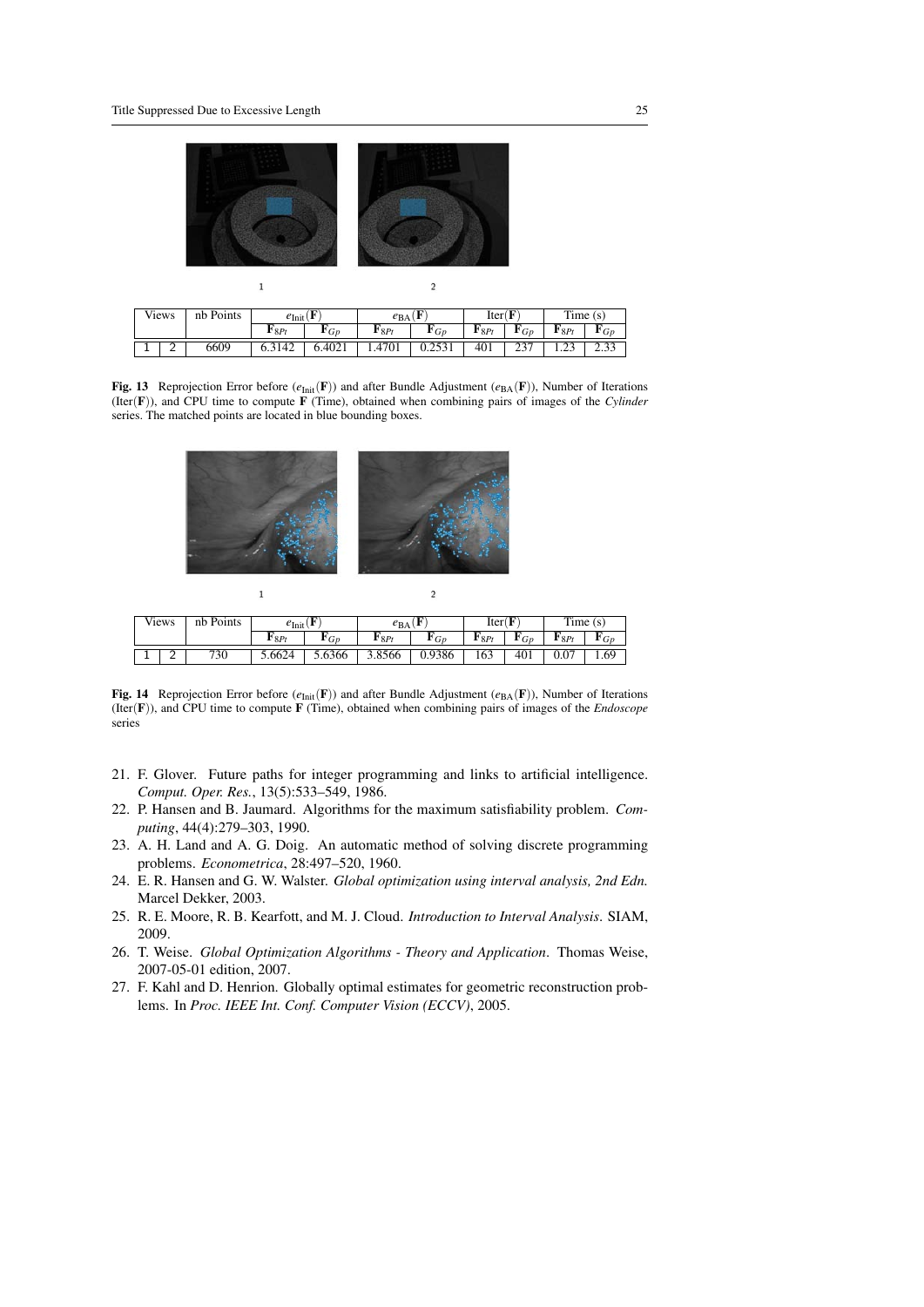1 2

| Views | | nb Points | $e_{\text{Init}}(\mathbf{F})$ | | $e_{\text{BA}}(\mathbf{F})$ | | Iter($\mathbf{F}$) | | Time (s) | |
|---|---|---|---|---|---|---|---|---|---|---|
| | | | $\mathbf{F}_{8Pt}$ | $\mathbf{F}_{Gp}$ | $\mathbf{F}_{8Pt}$ | $\mathbf{F}_{Gp}$ | $\mathbf{F}_{8Pt}$ | $\mathbf{F}_{Gp}$ | $\mathbf{F}_{8Pt}$ | $\mathbf{F}_{Gp}$ |
| 1 | 2 | 6609 | 6.3142 | 6.4021 | 1.4701 | 0.2531 | 401 | 237 | 1.23 | 2.33 |

**Fig. 13** Reprojection Error before ($e_{\text{Init}}(\mathbf{F})$) and after Bundle Adjustment ($e_{\text{BA}}(\mathbf{F})$), Number of Iterations (Iter($\mathbf{F}$)), and CPU time to compute $\mathbf{F}$ (Time), obtained when combining pairs of images of the *Cylinder* series. The matched points are located in blue bounding boxes.

1 2

| Views | | nb Points | $e_{\text{Init}}(\mathbf{F})$ | | $e_{\text{BA}}(\mathbf{F})$ | | Iter($\mathbf{F}$) | | Time (s) | |
|---|---|---|---|---|---|---|---|---|---|---|
| | | | $\mathbf{F}_{8Pt}$ | $\mathbf{F}_{Gp}$ | $\mathbf{F}_{8Pt}$ | $\mathbf{F}_{Gp}$ | $\mathbf{F}_{8Pt}$ | $\mathbf{F}_{Gp}$ | $\mathbf{F}_{8Pt}$ | $\mathbf{F}_{Gp}$ |
| 1 | 2 | 730 | 5.6624 | 5.6366 | 3.8566 | 0.9386 | 163 | 401 | 0.07 | 1.69 |

**Fig. 14** Reprojection Error before ($e_{\text{Init}}(\mathbf{F})$) and after Bundle Adjustment ($e_{\text{BA}}(\mathbf{F})$), Number of Iterations (Iter($\mathbf{F}$)), and CPU time to compute $\mathbf{F}$ (Time), obtained when combining pairs of images of the *Endoscope* series

21. F. Glover. Future paths for integer programming and links to artificial intelligence. *Comput. Oper. Res.*, 13(5):533–549, 1986.
22. P. Hansen and B. Jaumard. Algorithms for the maximum satisfiability problem. *Computing*, 44(4):279–303, 1990.
23. A. H. Land and A. G. Doig. An automatic method of solving discrete programming problems. *Econometrica*, 28:497–520, 1960.
24. E. R. Hansen and G. W. Walster. *Global optimization using interval analysis, 2nd Edn.* Marcel Dekker, 2003.
25. R. E. Moore, R. B. Kearfott, and M. J. Cloud. *Introduction to Interval Analysis*. SIAM, 2009.
26. T. Weise. *Global Optimization Algorithms - Theory and Application*. Thomas Weise, 2007-05-01 edition, 2007.
27. F. Kahl and D. Henrion. Globally optimal estimates for geometric reconstruction problems. In *Proc. IEEE Int. Conf. Computer Vision (ECCV)*, 2005.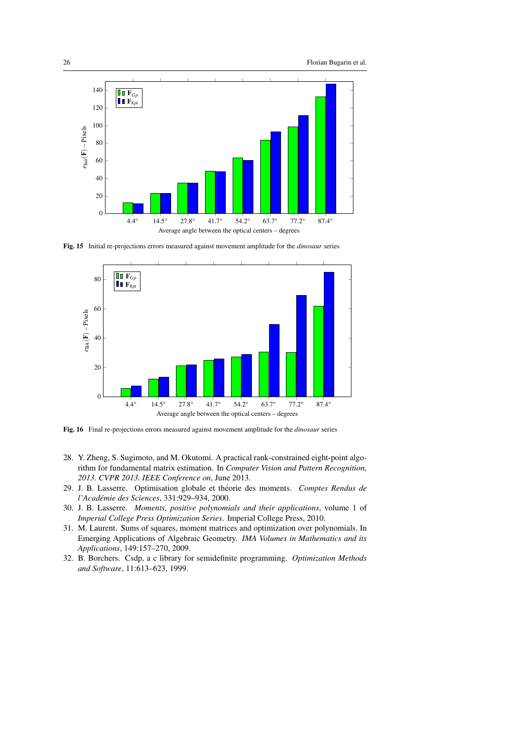Fig. 15 Initial re-projections errors measured against movement amplitude for the *dinosaur* series

Fig. 16 Final re-projections errors measured against movement amplitude for the *dinosaur* series

28. Y. Zheng, S. Sugimoto, and M. Okutomi. A practical rank-constrained eight-point algorithm for fundamental matrix estimation. In *Computer Vision and Pattern Recognition, 2013. CVPR 2013. IEEE Conference on*, June 2013.
29. J. B. Lasserre. Optimisation globale et théorie des moments. *Comptes Rendus de l'Académie des Sciences*, 331:929–934, 2000.
30. J. B. Lasserre. *Moments, positive polynomials and their applications*, volume 1 of *Imperial College Press Optimization Series*. Imperial College Press, 2010.
31. M. Laurent. Sums of squares, moment matrices and optimization over polynomials. In Emerging Applications of Algebraic Geometry. *IMA Volumes in Mathematics and its Applications*, 149:157–270, 2009.
32. B. Borchers. Csdp, a c library for semidefinite programming. *Optimization Methods and Software*, 11:613–623, 1999.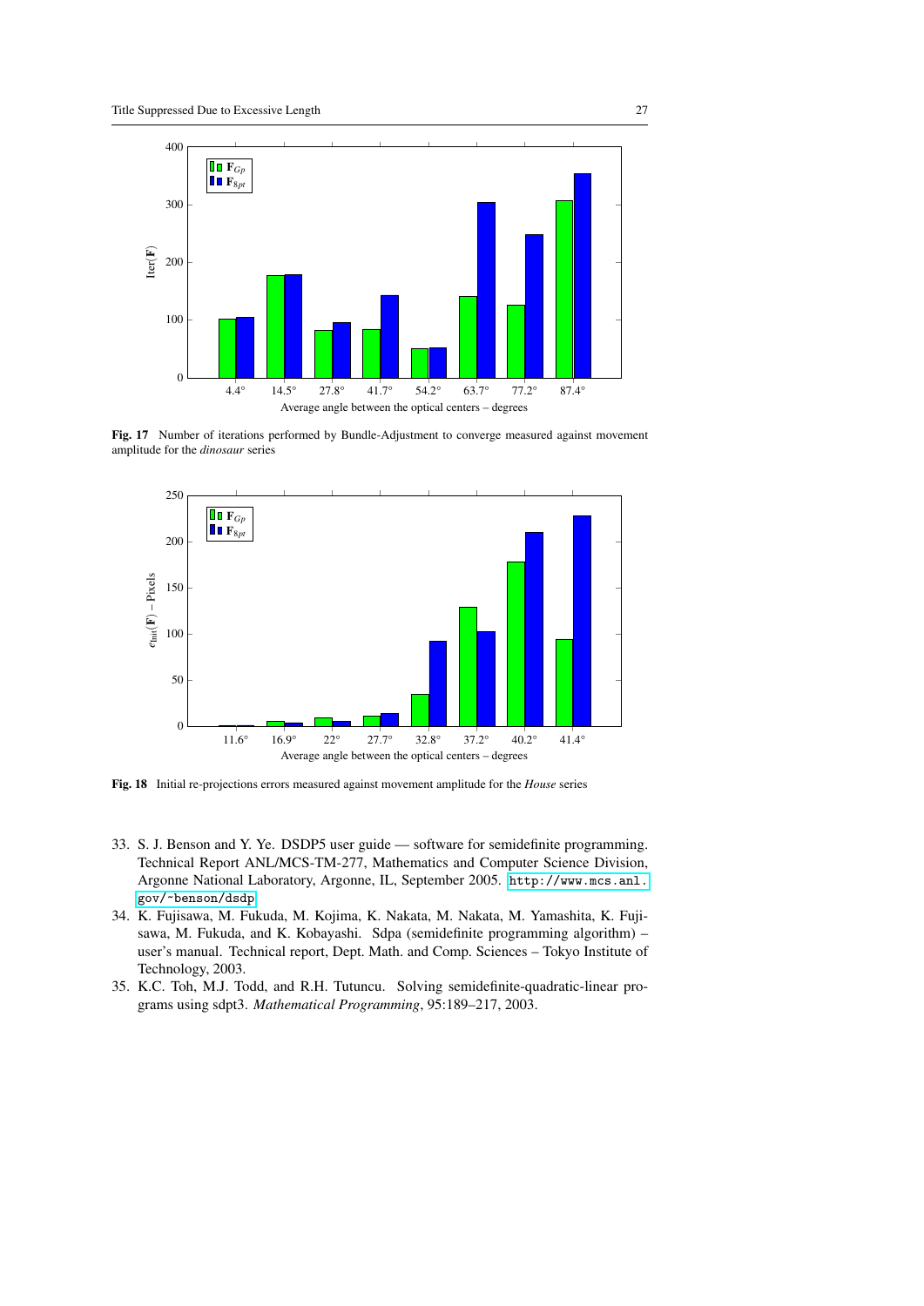**Fig. 17** Number of iterations performed by Bundle-Adjustment to converge measured against movement amplitude for the *dinosaur* series

**Fig. 18** Initial re-projections errors measured against movement amplitude for the *House* series

33. S. J. Benson and Y. Ye. DSDP5 user guide — software for semidefinite programming. Technical Report ANL/MCS-TM-277, Mathematics and Computer Science Division, Argonne National Laboratory, Argonne, IL, September 2005. http://www.mcs.anl.gov/~benson/dsdp
34. K. Fujisawa, M. Fukuda, M. Kojima, K. Nakata, M. Nakata, M. Yamashita, K. Fujisawa, M. Fukuda, and K. Kobayashi. Sdpa (semidefinite programming algorithm) – user's manual. Technical report, Dept. Math. and Comp. Sciences – Tokyo Institute of Technology, 2003.
35. K.C. Toh, M.J. Todd, and R.H. Tutuncu. Solving semidefinite-quadratic-linear programs using sdpt3. *Mathematical Programming*, 95:189–217, 2003.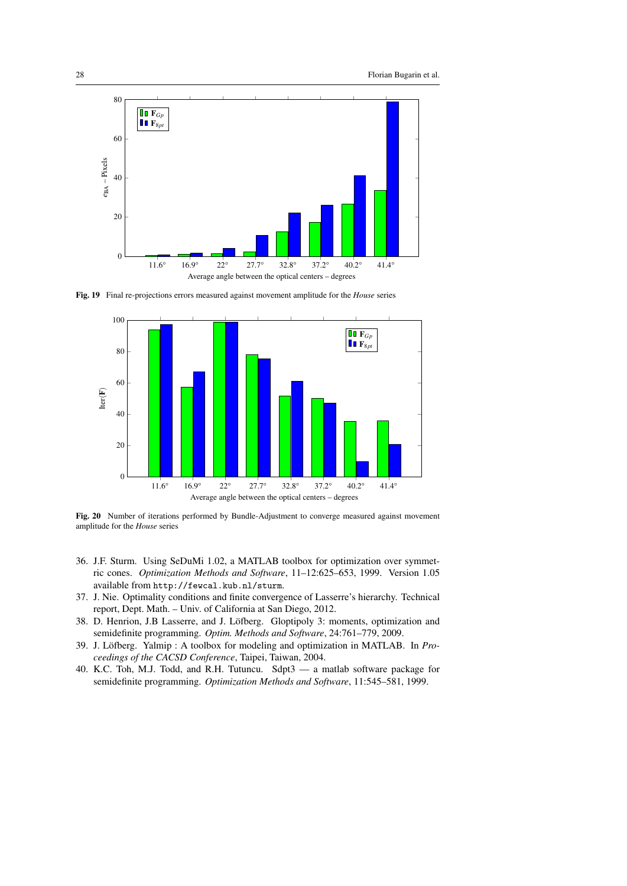**Fig. 19** Final re-projections errors measured against movement amplitude for the *House* series

**Fig. 20** Number of iterations performed by Bundle-Adjustment to converge measured against movement amplitude for the *House* series

36. J.F. Sturm. Using SeDuMi 1.02, a MATLAB toolbox for optimization over symmetric cones. *Optimization Methods and Software*, 11–12:625–653, 1999. Version 1.05 available from `http://fewcal.kub.nl/sturm`.
37. J. Nie. Optimality conditions and finite convergence of Lasserre's hierarchy. Technical report, Dept. Math. – Univ. of California at San Diego, 2012.
38. D. Henrion, J.B Lasserre, and J. Löfberg. Gloptipoly 3: moments, optimization and semidefinite programming. *Optim. Methods and Software*, 24:761–779, 2009.
39. J. Löfberg. Yalmip : A toolbox for modeling and optimization in MATLAB. In *Proceedings of the CACSD Conference*, Taipei, Taiwan, 2004.
40. K.C. Toh, M.J. Todd, and R.H. Tutuncu. Sdpt3 — a matlab software package for semidefinite programming. *Optimization Methods and Software*, 11:545–581, 1999.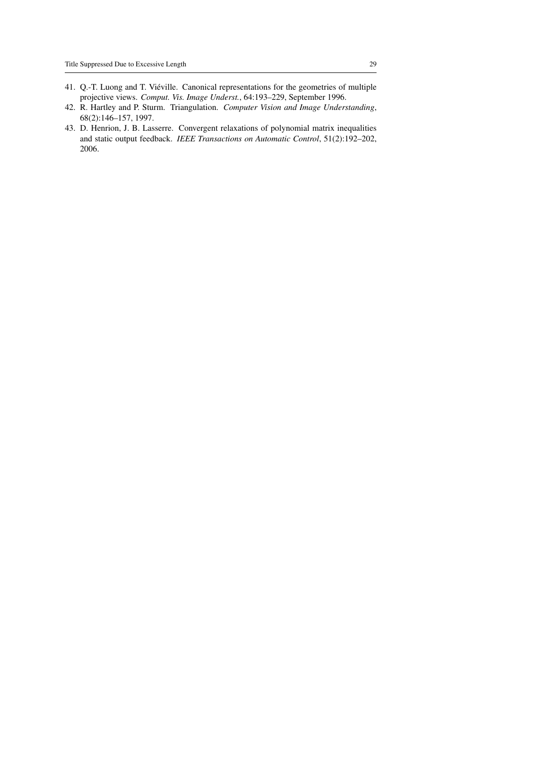41. Q.-T. Luong and T. Viéville. Canonical representations for the geometries of multiple projective views. *Comput. Vis. Image Underst.*, 64:193–229, September 1996.
42. R. Hartley and P. Sturm. Triangulation. *Computer Vision and Image Understanding*, 68(2):146–157, 1997.
43. D. Henrion, J. B. Lasserre. Convergent relaxations of polynomial matrix inequalities and static output feedback. *IEEE Transactions on Automatic Control*, 51(2):192–202, 2006.